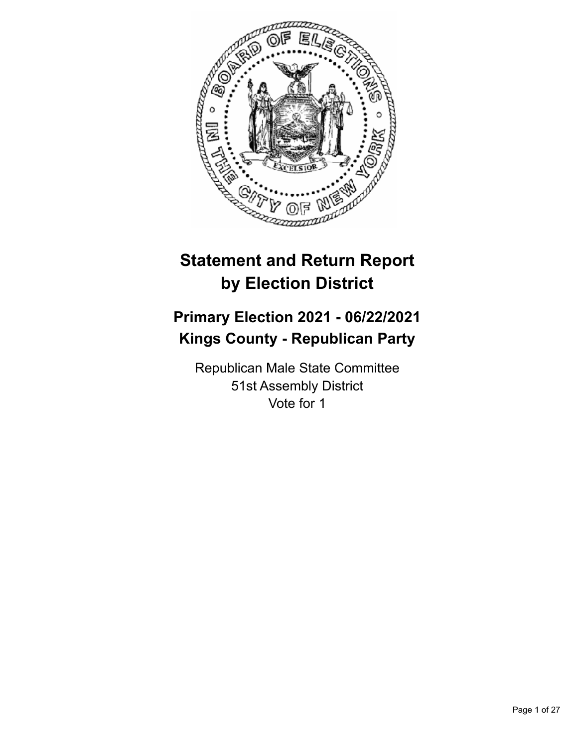# Statement and Return Report by Election District

## Primary Election 2021 - 06/22/2021
## Kings County - Republican Party

Republican Male State Committee
51st Assembly District
Vote for 1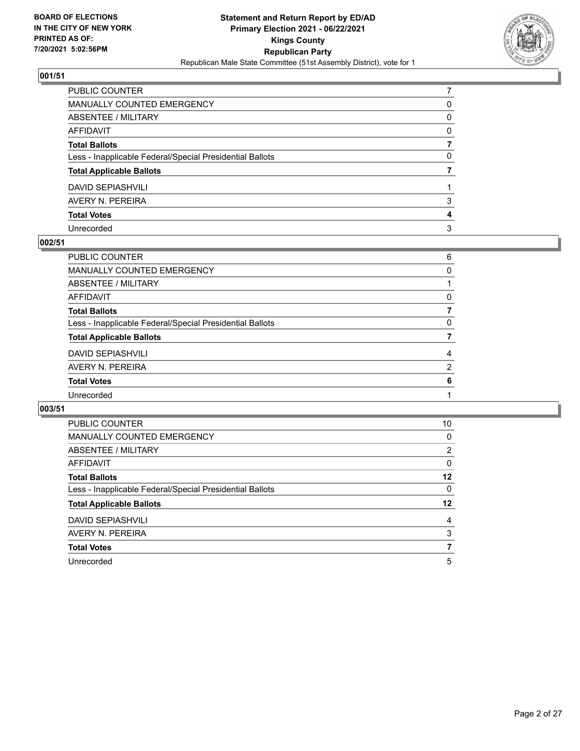## 001/51

| | |
|---|---|
| PUBLIC COUNTER | 7 |
| MANUALLY COUNTED EMERGENCY | 0 |
| ABSENTEE / MILITARY | 0 |
| AFFIDAVIT | 0 |
| **Total Ballots** | **7** |
| Less - Inapplicable Federal/Special Presidential Ballots | 0 |
| **Total Applicable Ballots** | **7** |
| DAVID SEPIASHVILI | 1 |
| AVERY N. PEREIRA | 3 |
| **Total Votes** | **4** |
| Unrecorded | 3 |

## 002/51

| | |
|---|---|
| PUBLIC COUNTER | 6 |
| MANUALLY COUNTED EMERGENCY | 0 |
| ABSENTEE / MILITARY | 1 |
| AFFIDAVIT | 0 |
| **Total Ballots** | **7** |
| Less - Inapplicable Federal/Special Presidential Ballots | 0 |
| **Total Applicable Ballots** | **7** |
| DAVID SEPIASHVILI | 4 |
| AVERY N. PEREIRA | 2 |
| **Total Votes** | **6** |
| Unrecorded | 1 |

## 003/51

| | |
|---|---|
| PUBLIC COUNTER | 10 |
| MANUALLY COUNTED EMERGENCY | 0 |
| ABSENTEE / MILITARY | 2 |
| AFFIDAVIT | 0 |
| **Total Ballots** | **12** |
| Less - Inapplicable Federal/Special Presidential Ballots | 0 |
| **Total Applicable Ballots** | **12** |
| DAVID SEPIASHVILI | 4 |
| AVERY N. PEREIRA | 3 |
| **Total Votes** | **7** |
| Unrecorded | 5 |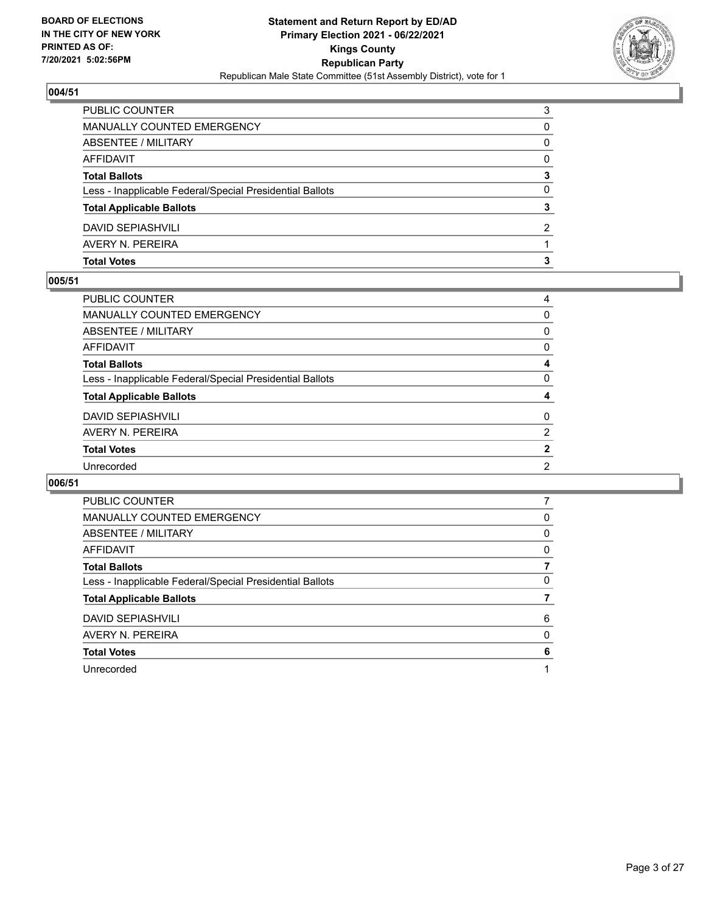**BOARD OF ELECTIONS IN THE CITY OF NEW YORK PRINTED AS OF: 7/20/2021 5:02:56PM**

**Statement and Return Report by ED/AD Primary Election 2021 - 06/22/2021 Kings County Republican Party**

Republican Male State Committee (51st Assembly District), vote for 1

## 004/51

| | |
|---|---|
| PUBLIC COUNTER | 3 |
| MANUALLY COUNTED EMERGENCY | 0 |
| ABSENTEE / MILITARY | 0 |
| AFFIDAVIT | 0 |
| **Total Ballots** | **3** |
| Less - Inapplicable Federal/Special Presidential Ballots | 0 |
| **Total Applicable Ballots** | **3** |
| DAVID SEPIASHVILI | 2 |
| AVERY N. PEREIRA | 1 |
| **Total Votes** | **3** |

## 005/51

| | |
|---|---|
| PUBLIC COUNTER | 4 |
| MANUALLY COUNTED EMERGENCY | 0 |
| ABSENTEE / MILITARY | 0 |
| AFFIDAVIT | 0 |
| **Total Ballots** | **4** |
| Less - Inapplicable Federal/Special Presidential Ballots | 0 |
| **Total Applicable Ballots** | **4** |
| DAVID SEPIASHVILI | 0 |
| AVERY N. PEREIRA | 2 |
| **Total Votes** | **2** |
| Unrecorded | 2 |

## 006/51

| | |
|---|---|
| PUBLIC COUNTER | 7 |
| MANUALLY COUNTED EMERGENCY | 0 |
| ABSENTEE / MILITARY | 0 |
| AFFIDAVIT | 0 |
| **Total Ballots** | **7** |
| Less - Inapplicable Federal/Special Presidential Ballots | 0 |
| **Total Applicable Ballots** | **7** |
| DAVID SEPIASHVILI | 6 |
| AVERY N. PEREIRA | 0 |
| **Total Votes** | **6** |
| Unrecorded | 1 |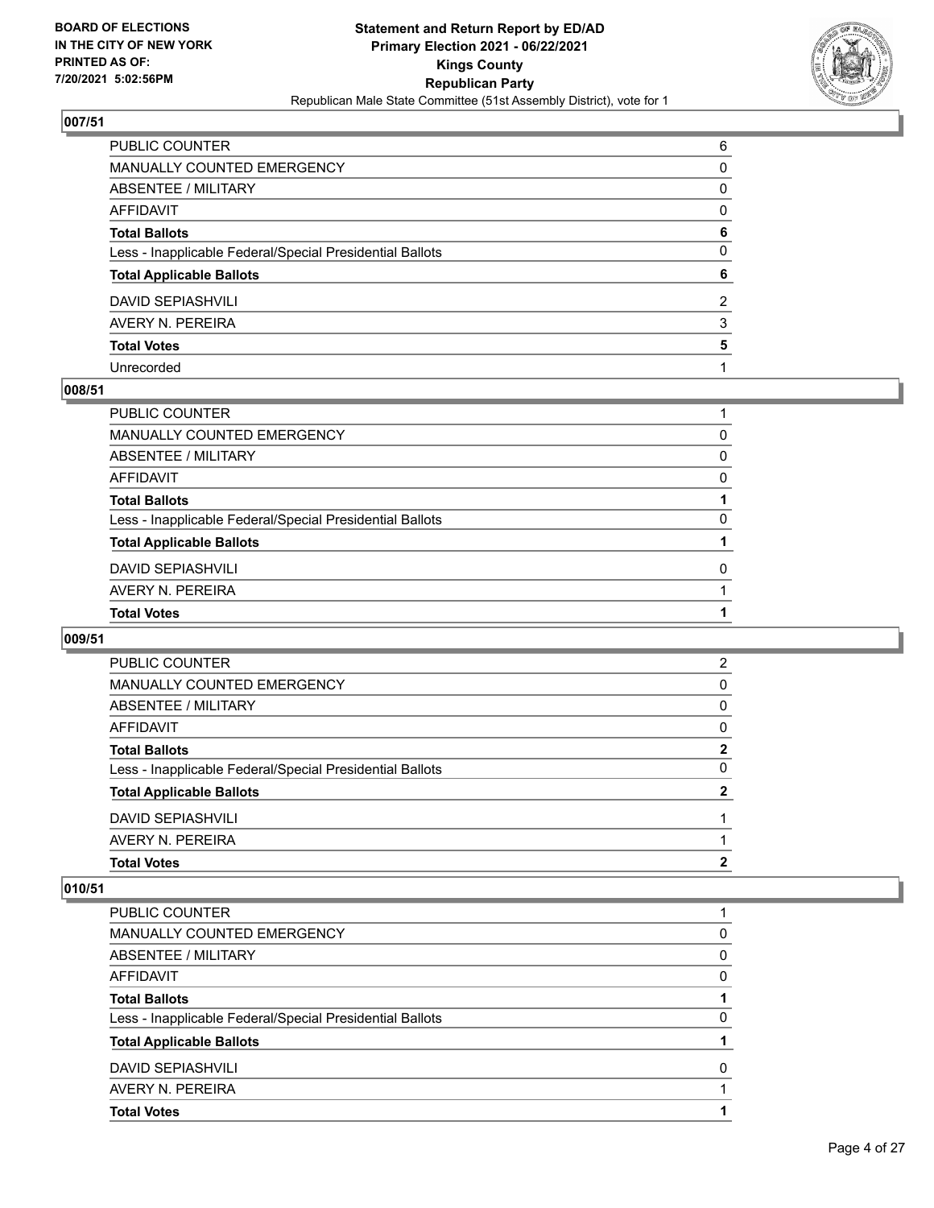## 007/51

| | |
|---|---|
| PUBLIC COUNTER | 6 |
| MANUALLY COUNTED EMERGENCY | 0 |
| ABSENTEE / MILITARY | 0 |
| AFFIDAVIT | 0 |
| **Total Ballots** | **6** |
| Less - Inapplicable Federal/Special Presidential Ballots | 0 |
| **Total Applicable Ballots** | **6** |
| DAVID SEPIASHVILI | 2 |
| AVERY N. PEREIRA | 3 |
| **Total Votes** | **5** |
| Unrecorded | 1 |

## 008/51

| | |
|---|---|
| PUBLIC COUNTER | 1 |
| MANUALLY COUNTED EMERGENCY | 0 |
| ABSENTEE / MILITARY | 0 |
| AFFIDAVIT | 0 |
| **Total Ballots** | **1** |
| Less - Inapplicable Federal/Special Presidential Ballots | 0 |
| **Total Applicable Ballots** | **1** |
| DAVID SEPIASHVILI | 0 |
| AVERY N. PEREIRA | 1 |
| **Total Votes** | **1** |

## 009/51

| | |
|---|---|
| PUBLIC COUNTER | 2 |
| MANUALLY COUNTED EMERGENCY | 0 |
| ABSENTEE / MILITARY | 0 |
| AFFIDAVIT | 0 |
| **Total Ballots** | **2** |
| Less - Inapplicable Federal/Special Presidential Ballots | 0 |
| **Total Applicable Ballots** | **2** |
| DAVID SEPIASHVILI | 1 |
| AVERY N. PEREIRA | 1 |
| **Total Votes** | **2** |

## 010/51

| | |
|---|---|
| PUBLIC COUNTER | 1 |
| MANUALLY COUNTED EMERGENCY | 0 |
| ABSENTEE / MILITARY | 0 |
| AFFIDAVIT | 0 |
| **Total Ballots** | **1** |
| Less - Inapplicable Federal/Special Presidential Ballots | 0 |
| **Total Applicable Ballots** | **1** |
| DAVID SEPIASHVILI | 0 |
| AVERY N. PEREIRA | 1 |
| **Total Votes** | **1** |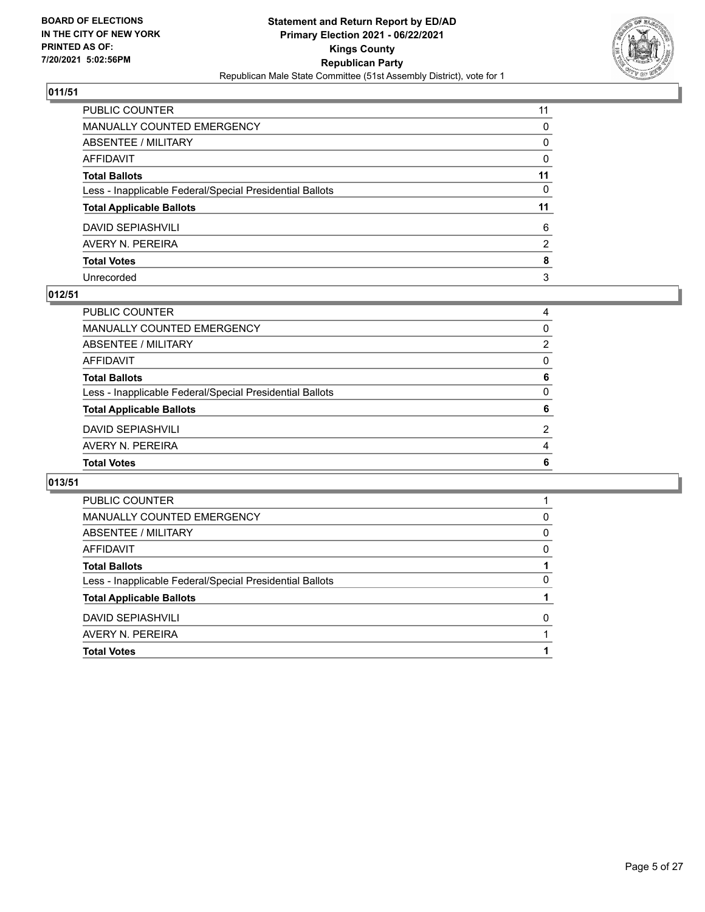**BOARD OF ELECTIONS IN THE CITY OF NEW YORK PRINTED AS OF: 7/20/2021 5:02:56PM**

**Statement and Return Report by ED/AD Primary Election 2021 - 06/22/2021 Kings County Republican Party**

Republican Male State Committee (51st Assembly District), vote for 1

## 011/51

| | |
|---|---|
| PUBLIC COUNTER | 11 |
| MANUALLY COUNTED EMERGENCY | 0 |
| ABSENTEE / MILITARY | 0 |
| AFFIDAVIT | 0 |
| **Total Ballots** | **11** |
| Less - Inapplicable Federal/Special Presidential Ballots | 0 |
| **Total Applicable Ballots** | **11** |
| DAVID SEPIASHVILI | 6 |
| AVERY N. PEREIRA | 2 |
| **Total Votes** | **8** |
| Unrecorded | 3 |

## 012/51

| | |
|---|---|
| PUBLIC COUNTER | 4 |
| MANUALLY COUNTED EMERGENCY | 0 |
| ABSENTEE / MILITARY | 2 |
| AFFIDAVIT | 0 |
| **Total Ballots** | **6** |
| Less - Inapplicable Federal/Special Presidential Ballots | 0 |
| **Total Applicable Ballots** | **6** |
| DAVID SEPIASHVILI | 2 |
| AVERY N. PEREIRA | 4 |
| **Total Votes** | **6** |

## 013/51

| | |
|---|---|
| PUBLIC COUNTER | 1 |
| MANUALLY COUNTED EMERGENCY | 0 |
| ABSENTEE / MILITARY | 0 |
| AFFIDAVIT | 0 |
| **Total Ballots** | **1** |
| Less - Inapplicable Federal/Special Presidential Ballots | 0 |
| **Total Applicable Ballots** | **1** |
| DAVID SEPIASHVILI | 0 |
| AVERY N. PEREIRA | 1 |
| **Total Votes** | **1** |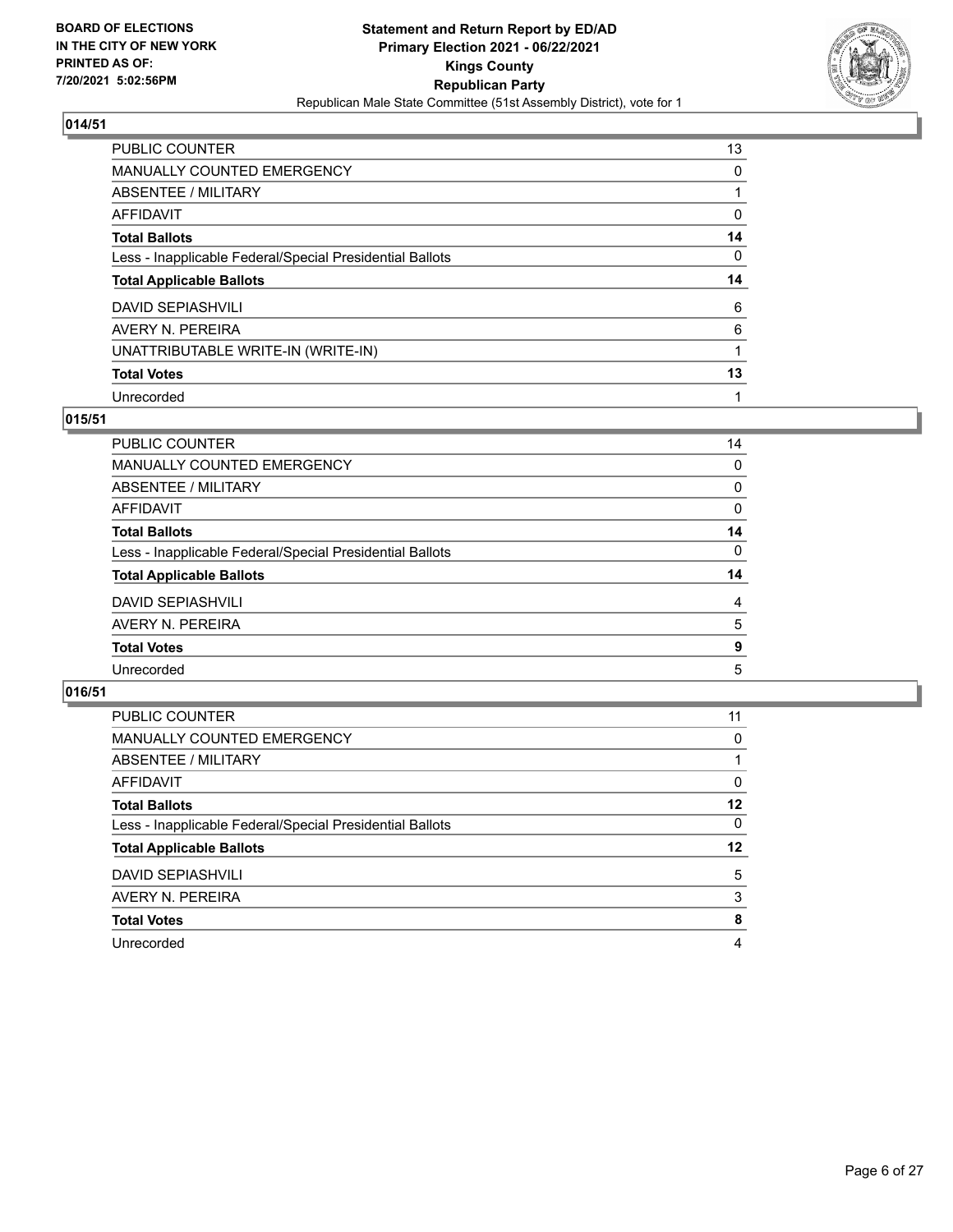## 014/51

| | |
|---|---|
| PUBLIC COUNTER | 13 |
| MANUALLY COUNTED EMERGENCY | 0 |
| ABSENTEE / MILITARY | 1 |
| AFFIDAVIT | 0 |
| **Total Ballots** | **14** |
| Less - Inapplicable Federal/Special Presidential Ballots | 0 |
| **Total Applicable Ballots** | **14** |
| DAVID SEPIASHVILI | 6 |
| AVERY N. PEREIRA | 6 |
| UNATTRIBUTABLE WRITE-IN (WRITE-IN) | 1 |
| **Total Votes** | **13** |
| Unrecorded | 1 |

## 015/51

| | |
|---|---|
| PUBLIC COUNTER | 14 |
| MANUALLY COUNTED EMERGENCY | 0 |
| ABSENTEE / MILITARY | 0 |
| AFFIDAVIT | 0 |
| **Total Ballots** | **14** |
| Less - Inapplicable Federal/Special Presidential Ballots | 0 |
| **Total Applicable Ballots** | **14** |
| DAVID SEPIASHVILI | 4 |
| AVERY N. PEREIRA | 5 |
| **Total Votes** | **9** |
| Unrecorded | 5 |

## 016/51

| | |
|---|---|
| PUBLIC COUNTER | 11 |
| MANUALLY COUNTED EMERGENCY | 0 |
| ABSENTEE / MILITARY | 1 |
| AFFIDAVIT | 0 |
| **Total Ballots** | **12** |
| Less - Inapplicable Federal/Special Presidential Ballots | 0 |
| **Total Applicable Ballots** | **12** |
| DAVID SEPIASHVILI | 5 |
| AVERY N. PEREIRA | 3 |
| **Total Votes** | **8** |
| Unrecorded | 4 |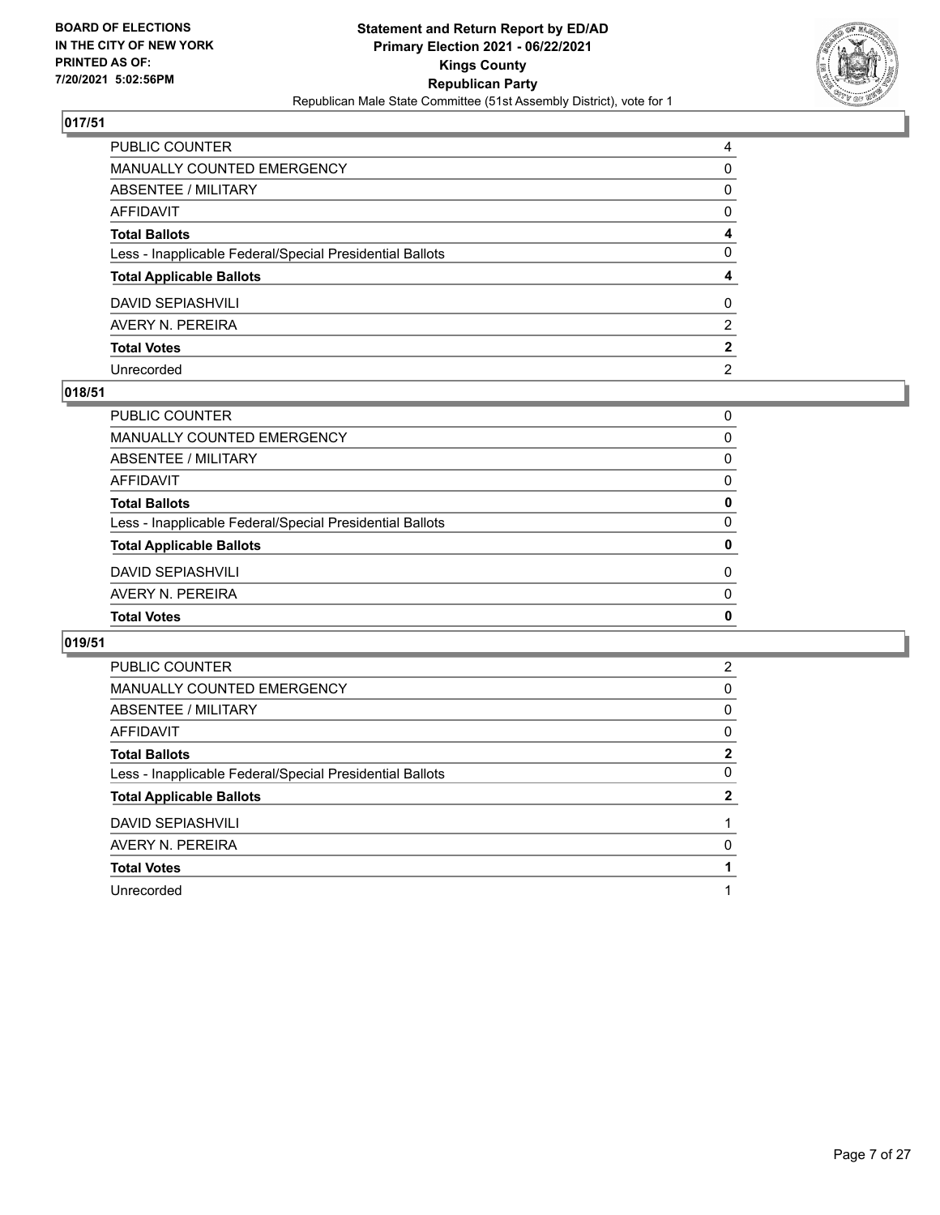## 017/51

| | |
|---|---|
| PUBLIC COUNTER | 4 |
| MANUALLY COUNTED EMERGENCY | 0 |
| ABSENTEE / MILITARY | 0 |
| AFFIDAVIT | 0 |
| **Total Ballots** | **4** |
| Less - Inapplicable Federal/Special Presidential Ballots | 0 |
| **Total Applicable Ballots** | **4** |
| DAVID SEPIASHVILI | 0 |
| AVERY N. PEREIRA | 2 |
| **Total Votes** | **2** |
| Unrecorded | 2 |

## 018/51

| | |
|---|---|
| PUBLIC COUNTER | 0 |
| MANUALLY COUNTED EMERGENCY | 0 |
| ABSENTEE / MILITARY | 0 |
| AFFIDAVIT | 0 |
| **Total Ballots** | **0** |
| Less - Inapplicable Federal/Special Presidential Ballots | 0 |
| **Total Applicable Ballots** | **0** |
| DAVID SEPIASHVILI | 0 |
| AVERY N. PEREIRA | 0 |
| **Total Votes** | **0** |

## 019/51

| | |
|---|---|
| PUBLIC COUNTER | 2 |
| MANUALLY COUNTED EMERGENCY | 0 |
| ABSENTEE / MILITARY | 0 |
| AFFIDAVIT | 0 |
| **Total Ballots** | **2** |
| Less - Inapplicable Federal/Special Presidential Ballots | 0 |
| **Total Applicable Ballots** | **2** |
| DAVID SEPIASHVILI | 1 |
| AVERY N. PEREIRA | 0 |
| **Total Votes** | **1** |
| Unrecorded | 1 |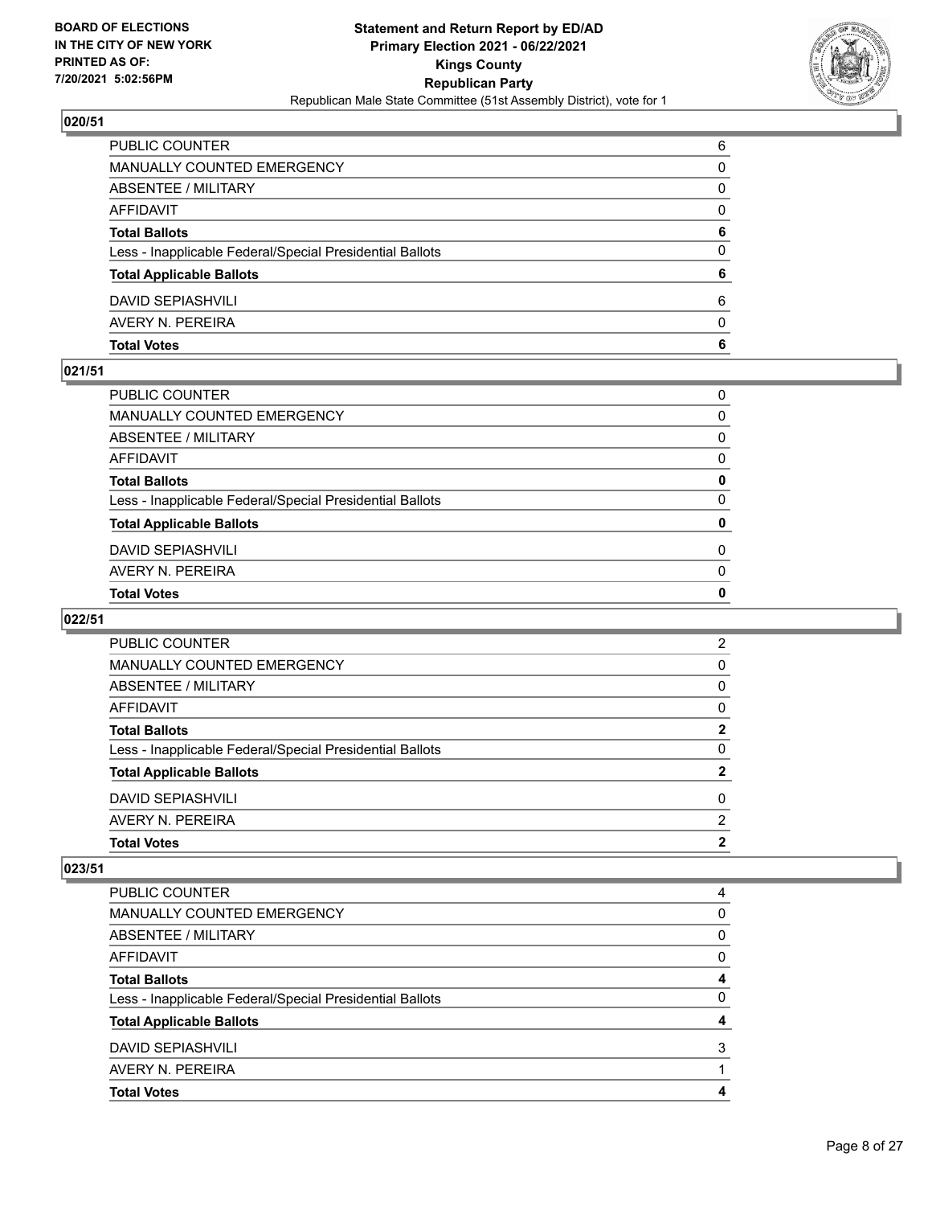## 020/51

| | |
|---|---|
| PUBLIC COUNTER | 6 |
| MANUALLY COUNTED EMERGENCY | 0 |
| ABSENTEE / MILITARY | 0 |
| AFFIDAVIT | 0 |
| **Total Ballots** | **6** |
| Less - Inapplicable Federal/Special Presidential Ballots | 0 |
| **Total Applicable Ballots** | **6** |
| DAVID SEPIASHVILI | 6 |
| AVERY N. PEREIRA | 0 |
| **Total Votes** | **6** |

## 021/51

| | |
|---|---|
| PUBLIC COUNTER | 0 |
| MANUALLY COUNTED EMERGENCY | 0 |
| ABSENTEE / MILITARY | 0 |
| AFFIDAVIT | 0 |
| **Total Ballots** | **0** |
| Less - Inapplicable Federal/Special Presidential Ballots | 0 |
| **Total Applicable Ballots** | **0** |
| DAVID SEPIASHVILI | 0 |
| AVERY N. PEREIRA | 0 |
| **Total Votes** | **0** |

## 022/51

| | |
|---|---|
| PUBLIC COUNTER | 2 |
| MANUALLY COUNTED EMERGENCY | 0 |
| ABSENTEE / MILITARY | 0 |
| AFFIDAVIT | 0 |
| **Total Ballots** | **2** |
| Less - Inapplicable Federal/Special Presidential Ballots | 0 |
| **Total Applicable Ballots** | **2** |
| DAVID SEPIASHVILI | 0 |
| AVERY N. PEREIRA | 2 |
| **Total Votes** | **2** |

## 023/51

| | |
|---|---|
| PUBLIC COUNTER | 4 |
| MANUALLY COUNTED EMERGENCY | 0 |
| ABSENTEE / MILITARY | 0 |
| AFFIDAVIT | 0 |
| **Total Ballots** | **4** |
| Less - Inapplicable Federal/Special Presidential Ballots | 0 |
| **Total Applicable Ballots** | **4** |
| DAVID SEPIASHVILI | 3 |
| AVERY N. PEREIRA | 1 |
| **Total Votes** | **4** |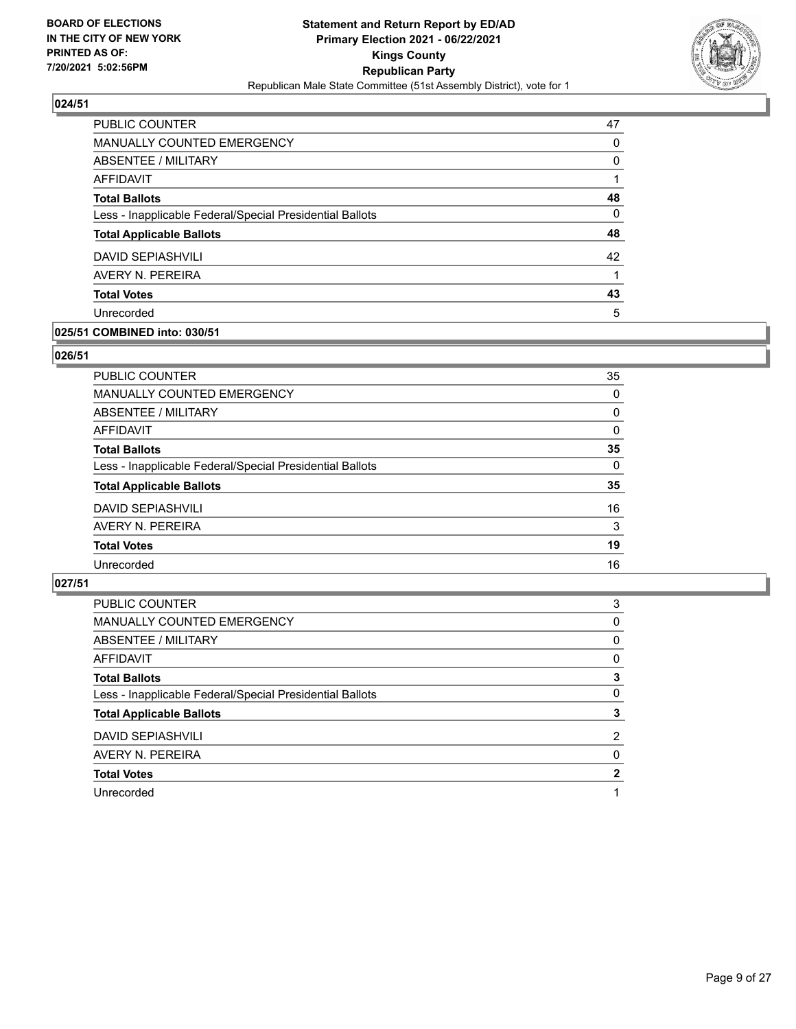## 024/51

| | |
|---|---|
| PUBLIC COUNTER | 47 |
| MANUALLY COUNTED EMERGENCY | 0 |
| ABSENTEE / MILITARY | 0 |
| AFFIDAVIT | 1 |
| **Total Ballots** | **48** |
| Less - Inapplicable Federal/Special Presidential Ballots | 0 |
| **Total Applicable Ballots** | **48** |
| DAVID SEPIASHVILI | 42 |
| AVERY N. PEREIRA | 1 |
| **Total Votes** | **43** |
| Unrecorded | 5 |

## 025/51 COMBINED into: 030/51

## 026/51

| | |
|---|---|
| PUBLIC COUNTER | 35 |
| MANUALLY COUNTED EMERGENCY | 0 |
| ABSENTEE / MILITARY | 0 |
| AFFIDAVIT | 0 |
| **Total Ballots** | **35** |
| Less - Inapplicable Federal/Special Presidential Ballots | 0 |
| **Total Applicable Ballots** | **35** |
| DAVID SEPIASHVILI | 16 |
| AVERY N. PEREIRA | 3 |
| **Total Votes** | **19** |
| Unrecorded | 16 |

## 027/51

| | |
|---|---|
| PUBLIC COUNTER | 3 |
| MANUALLY COUNTED EMERGENCY | 0 |
| ABSENTEE / MILITARY | 0 |
| AFFIDAVIT | 0 |
| **Total Ballots** | **3** |
| Less - Inapplicable Federal/Special Presidential Ballots | 0 |
| **Total Applicable Ballots** | **3** |
| DAVID SEPIASHVILI | 2 |
| AVERY N. PEREIRA | 0 |
| **Total Votes** | **2** |
| Unrecorded | 1 |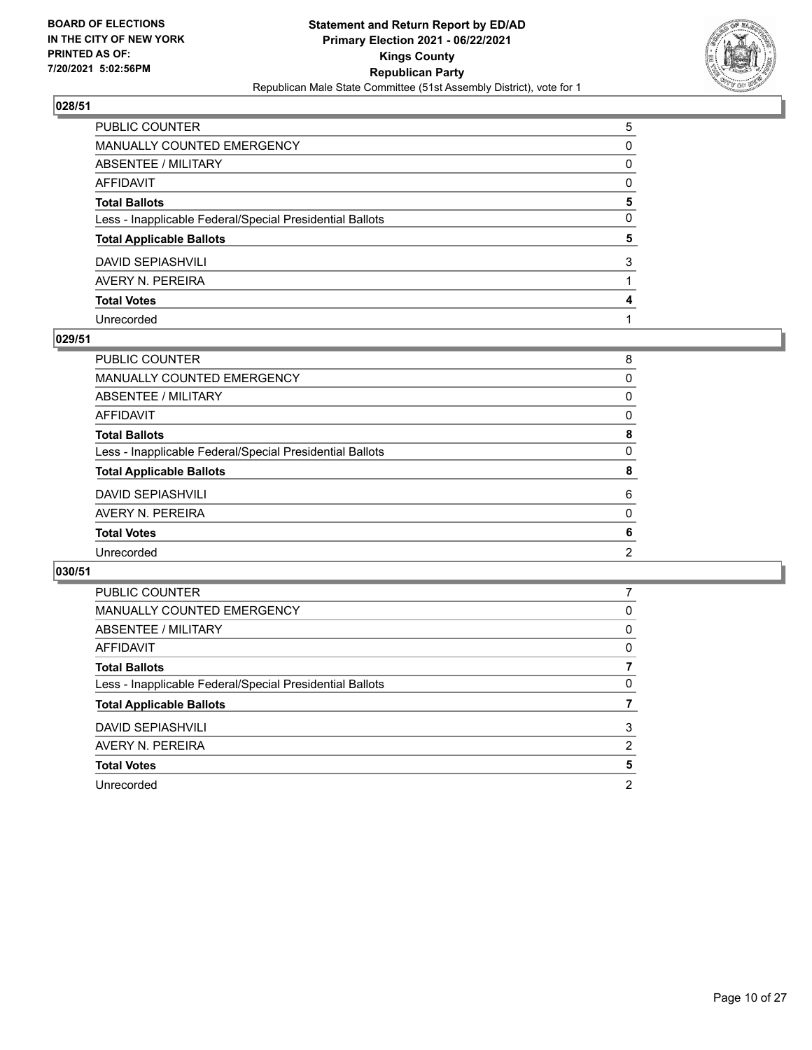**BOARD OF ELECTIONS IN THE CITY OF NEW YORK PRINTED AS OF: 7/20/2021 5:02:56PM**

**Statement and Return Report by ED/AD**
**Primary Election 2021 - 06/22/2021**
**Kings County**
**Republican Party**
Republican Male State Committee (51st Assembly District), vote for 1

### 028/51

| | |
|---|---|
| PUBLIC COUNTER | 5 |
| MANUALLY COUNTED EMERGENCY | 0 |
| ABSENTEE / MILITARY | 0 |
| AFFIDAVIT | 0 |
| **Total Ballots** | **5** |
| Less - Inapplicable Federal/Special Presidential Ballots | 0 |
| **Total Applicable Ballots** | **5** |
| DAVID SEPIASHVILI | 3 |
| AVERY N. PEREIRA | 1 |
| **Total Votes** | **4** |
| Unrecorded | 1 |

### 029/51

| | |
|---|---|
| PUBLIC COUNTER | 8 |
| MANUALLY COUNTED EMERGENCY | 0 |
| ABSENTEE / MILITARY | 0 |
| AFFIDAVIT | 0 |
| **Total Ballots** | **8** |
| Less - Inapplicable Federal/Special Presidential Ballots | 0 |
| **Total Applicable Ballots** | **8** |
| DAVID SEPIASHVILI | 6 |
| AVERY N. PEREIRA | 0 |
| **Total Votes** | **6** |
| Unrecorded | 2 |

### 030/51

| | |
|---|---|
| PUBLIC COUNTER | 7 |
| MANUALLY COUNTED EMERGENCY | 0 |
| ABSENTEE / MILITARY | 0 |
| AFFIDAVIT | 0 |
| **Total Ballots** | **7** |
| Less - Inapplicable Federal/Special Presidential Ballots | 0 |
| **Total Applicable Ballots** | **7** |
| DAVID SEPIASHVILI | 3 |
| AVERY N. PEREIRA | 2 |
| **Total Votes** | **5** |
| Unrecorded | 2 |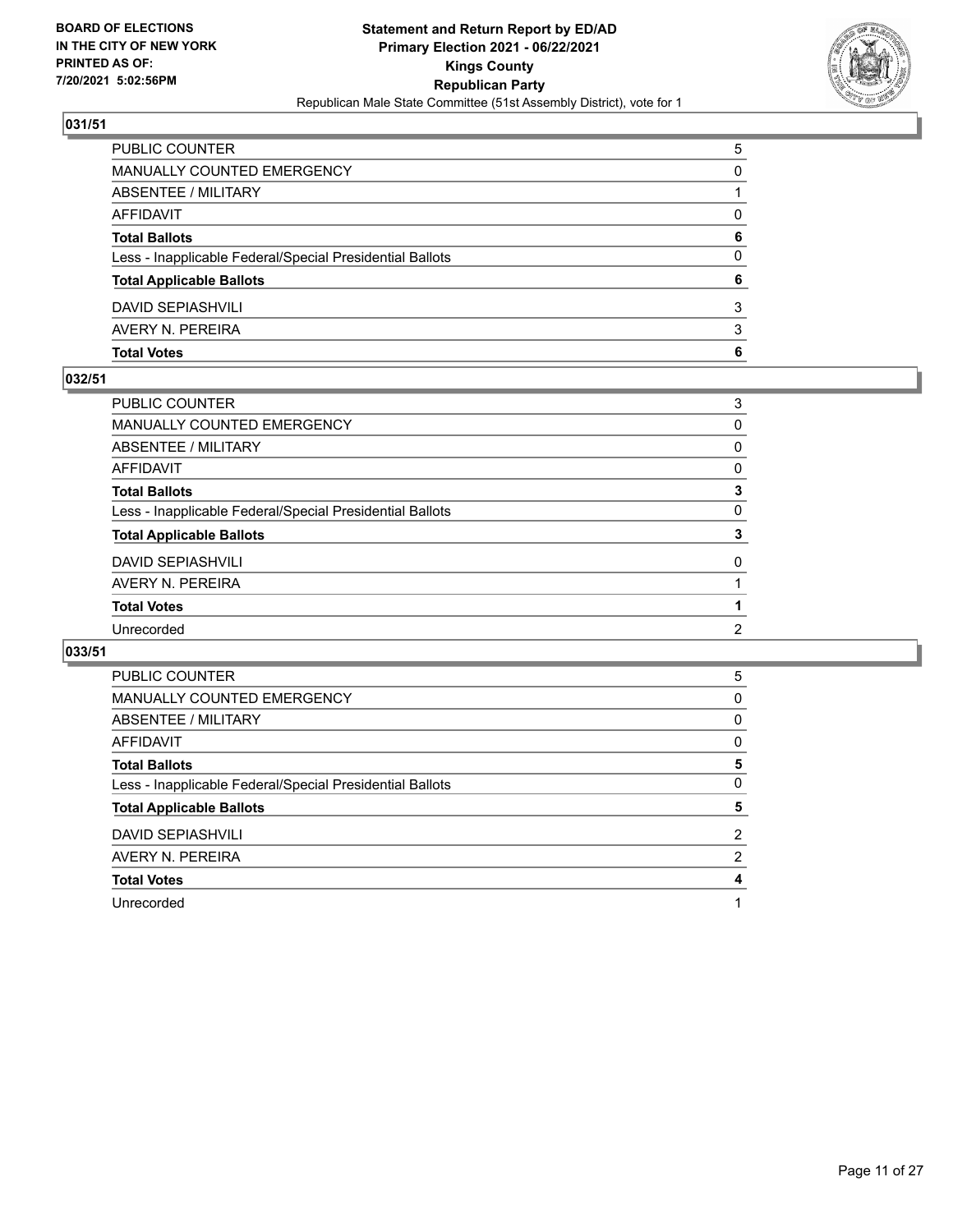**BOARD OF ELECTIONS IN THE CITY OF NEW YORK PRINTED AS OF: 7/20/2021 5:02:56PM**

**Statement and Return Report by ED/AD Primary Election 2021 - 06/22/2021 Kings County Republican Party**

Republican Male State Committee (51st Assembly District), vote for 1

## 031/51

| | |
|---|---|
| PUBLIC COUNTER | 5 |
| MANUALLY COUNTED EMERGENCY | 0 |
| ABSENTEE / MILITARY | 1 |
| AFFIDAVIT | 0 |
| **Total Ballots** | **6** |
| Less - Inapplicable Federal/Special Presidential Ballots | 0 |
| **Total Applicable Ballots** | **6** |
| DAVID SEPIASHVILI | 3 |
| AVERY N. PEREIRA | 3 |
| **Total Votes** | **6** |

## 032/51

| | |
|---|---|
| PUBLIC COUNTER | 3 |
| MANUALLY COUNTED EMERGENCY | 0 |
| ABSENTEE / MILITARY | 0 |
| AFFIDAVIT | 0 |
| **Total Ballots** | **3** |
| Less - Inapplicable Federal/Special Presidential Ballots | 0 |
| **Total Applicable Ballots** | **3** |
| DAVID SEPIASHVILI | 0 |
| AVERY N. PEREIRA | 1 |
| **Total Votes** | **1** |
| Unrecorded | 2 |

## 033/51

| | |
|---|---|
| PUBLIC COUNTER | 5 |
| MANUALLY COUNTED EMERGENCY | 0 |
| ABSENTEE / MILITARY | 0 |
| AFFIDAVIT | 0 |
| **Total Ballots** | **5** |
| Less - Inapplicable Federal/Special Presidential Ballots | 0 |
| **Total Applicable Ballots** | **5** |
| DAVID SEPIASHVILI | 2 |
| AVERY N. PEREIRA | 2 |
| **Total Votes** | **4** |
| Unrecorded | 1 |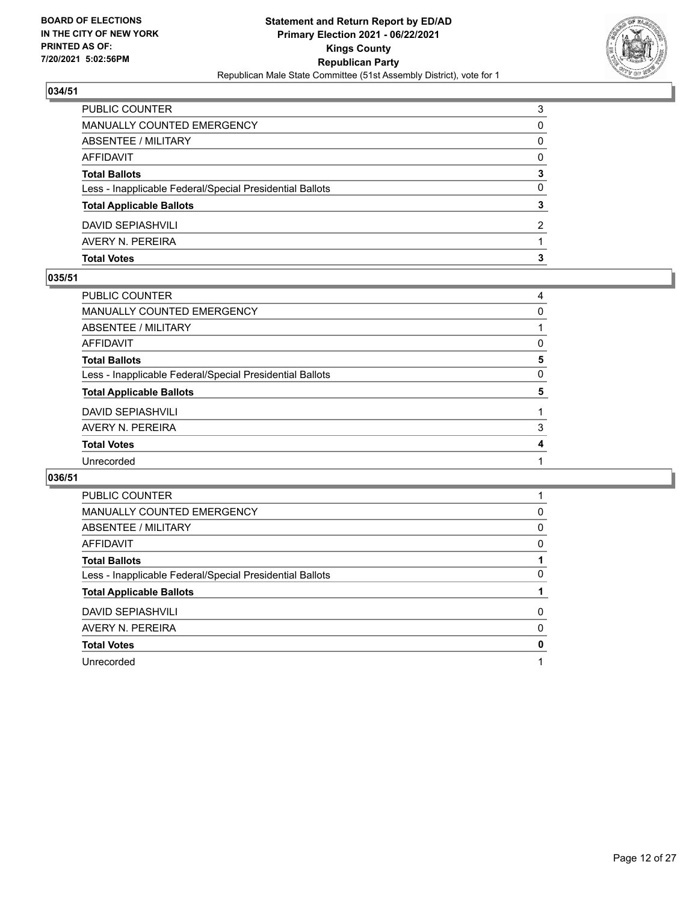## 034/51

| | |
|---|---|
| PUBLIC COUNTER | 3 |
| MANUALLY COUNTED EMERGENCY | 0 |
| ABSENTEE / MILITARY | 0 |
| AFFIDAVIT | 0 |
| **Total Ballots** | **3** |
| Less - Inapplicable Federal/Special Presidential Ballots | 0 |
| **Total Applicable Ballots** | **3** |
| DAVID SEPIASHVILI | 2 |
| AVERY N. PEREIRA | 1 |
| **Total Votes** | **3** |

## 035/51

| | |
|---|---|
| PUBLIC COUNTER | 4 |
| MANUALLY COUNTED EMERGENCY | 0 |
| ABSENTEE / MILITARY | 1 |
| AFFIDAVIT | 0 |
| **Total Ballots** | **5** |
| Less - Inapplicable Federal/Special Presidential Ballots | 0 |
| **Total Applicable Ballots** | **5** |
| DAVID SEPIASHVILI | 1 |
| AVERY N. PEREIRA | 3 |
| **Total Votes** | **4** |
| Unrecorded | 1 |

## 036/51

| | |
|---|---|
| PUBLIC COUNTER | 1 |
| MANUALLY COUNTED EMERGENCY | 0 |
| ABSENTEE / MILITARY | 0 |
| AFFIDAVIT | 0 |
| **Total Ballots** | **1** |
| Less - Inapplicable Federal/Special Presidential Ballots | 0 |
| **Total Applicable Ballots** | **1** |
| DAVID SEPIASHVILI | 0 |
| AVERY N. PEREIRA | 0 |
| **Total Votes** | **0** |
| Unrecorded | 1 |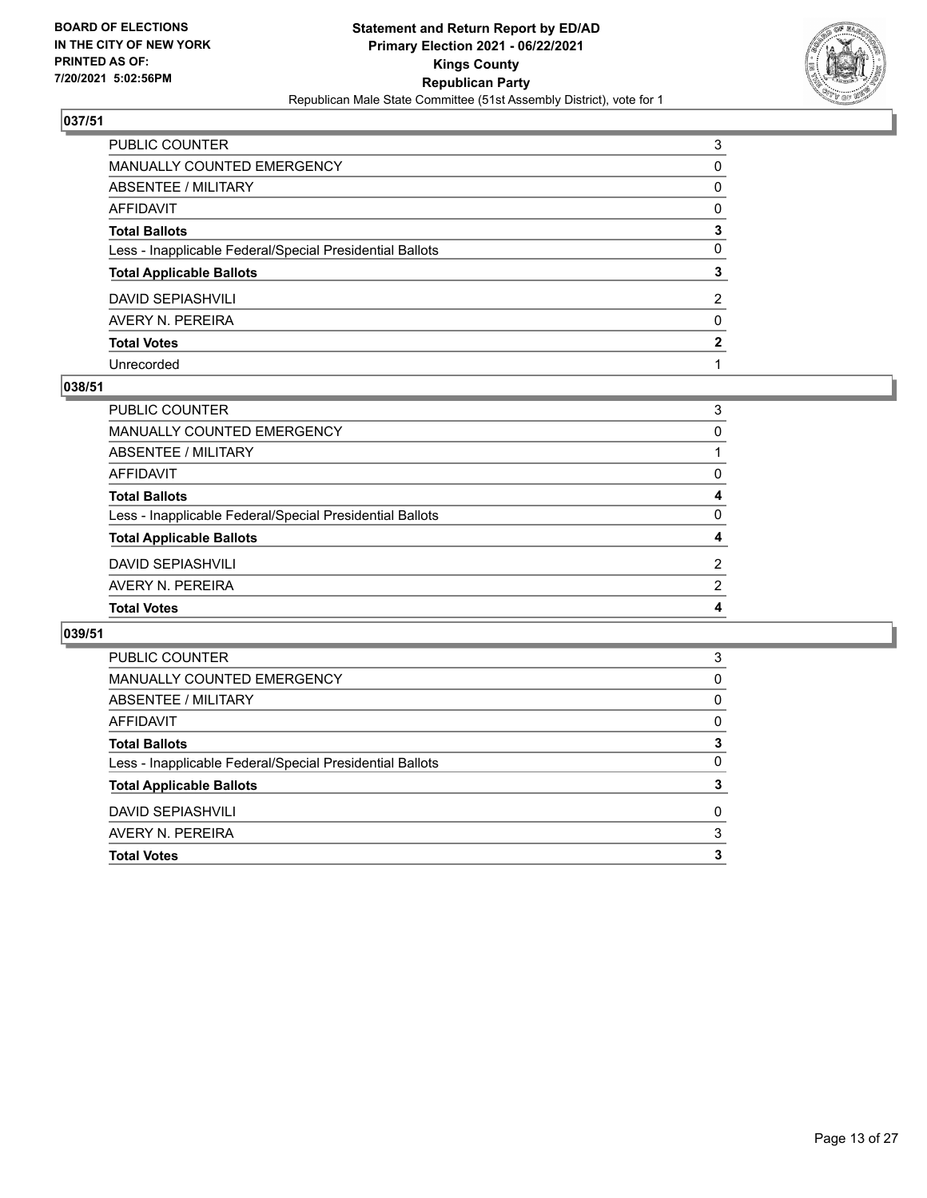## 037/51

| | |
|---|---|
| PUBLIC COUNTER | 3 |
| MANUALLY COUNTED EMERGENCY | 0 |
| ABSENTEE / MILITARY | 0 |
| AFFIDAVIT | 0 |
| **Total Ballots** | **3** |
| Less - Inapplicable Federal/Special Presidential Ballots | 0 |
| **Total Applicable Ballots** | **3** |
| DAVID SEPIASHVILI | 2 |
| AVERY N. PEREIRA | 0 |
| **Total Votes** | **2** |
| Unrecorded | 1 |

## 038/51

| | |
|---|---|
| PUBLIC COUNTER | 3 |
| MANUALLY COUNTED EMERGENCY | 0 |
| ABSENTEE / MILITARY | 1 |
| AFFIDAVIT | 0 |
| **Total Ballots** | **4** |
| Less - Inapplicable Federal/Special Presidential Ballots | 0 |
| **Total Applicable Ballots** | **4** |
| DAVID SEPIASHVILI | 2 |
| AVERY N. PEREIRA | 2 |
| **Total Votes** | **4** |

## 039/51

| | |
|---|---|
| PUBLIC COUNTER | 3 |
| MANUALLY COUNTED EMERGENCY | 0 |
| ABSENTEE / MILITARY | 0 |
| AFFIDAVIT | 0 |
| **Total Ballots** | **3** |
| Less - Inapplicable Federal/Special Presidential Ballots | 0 |
| **Total Applicable Ballots** | **3** |
| DAVID SEPIASHVILI | 0 |
| AVERY N. PEREIRA | 3 |
| **Total Votes** | **3** |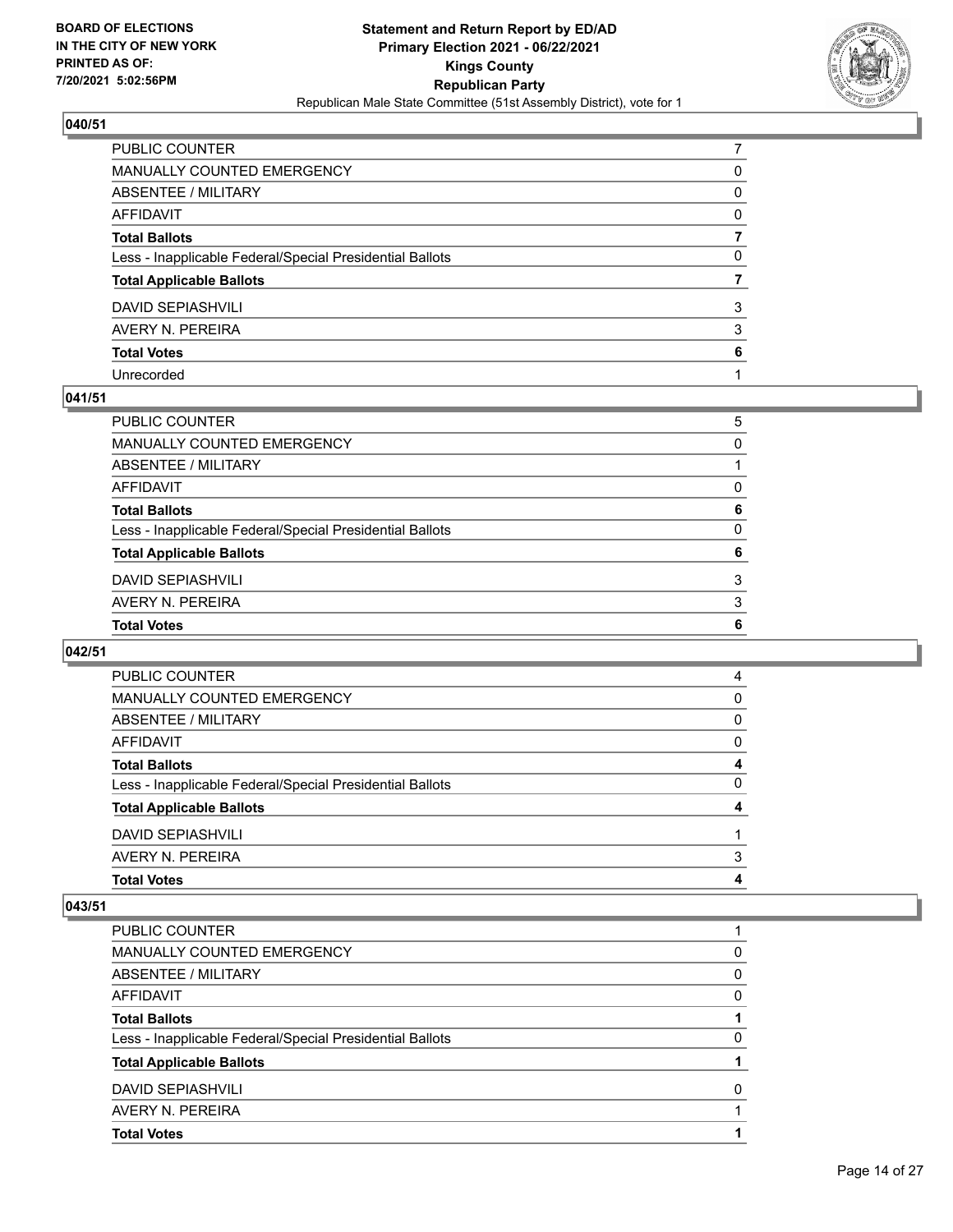**BOARD OF ELECTIONS IN THE CITY OF NEW YORK PRINTED AS OF: 7/20/2021 5:02:56PM**

**Statement and Return Report by ED/AD Primary Election 2021 - 06/22/2021 Kings County Republican Party**

Republican Male State Committee (51st Assembly District), vote for 1

## 040/51

| | |
|---|---|
| PUBLIC COUNTER | 7 |
| MANUALLY COUNTED EMERGENCY | 0 |
| ABSENTEE / MILITARY | 0 |
| AFFIDAVIT | 0 |
| **Total Ballots** | **7** |
| Less - Inapplicable Federal/Special Presidential Ballots | 0 |
| **Total Applicable Ballots** | **7** |
| DAVID SEPIASHVILI | 3 |
| AVERY N. PEREIRA | 3 |
| **Total Votes** | **6** |
| Unrecorded | 1 |

## 041/51

| | |
|---|---|
| PUBLIC COUNTER | 5 |
| MANUALLY COUNTED EMERGENCY | 0 |
| ABSENTEE / MILITARY | 1 |
| AFFIDAVIT | 0 |
| **Total Ballots** | **6** |
| Less - Inapplicable Federal/Special Presidential Ballots | 0 |
| **Total Applicable Ballots** | **6** |
| DAVID SEPIASHVILI | 3 |
| AVERY N. PEREIRA | 3 |
| **Total Votes** | **6** |

## 042/51

| | |
|---|---|
| PUBLIC COUNTER | 4 |
| MANUALLY COUNTED EMERGENCY | 0 |
| ABSENTEE / MILITARY | 0 |
| AFFIDAVIT | 0 |
| **Total Ballots** | **4** |
| Less - Inapplicable Federal/Special Presidential Ballots | 0 |
| **Total Applicable Ballots** | **4** |
| DAVID SEPIASHVILI | 1 |
| AVERY N. PEREIRA | 3 |
| **Total Votes** | **4** |

## 043/51

| | |
|---|---|
| PUBLIC COUNTER | 1 |
| MANUALLY COUNTED EMERGENCY | 0 |
| ABSENTEE / MILITARY | 0 |
| AFFIDAVIT | 0 |
| **Total Ballots** | **1** |
| Less - Inapplicable Federal/Special Presidential Ballots | 0 |
| **Total Applicable Ballots** | **1** |
| DAVID SEPIASHVILI | 0 |
| AVERY N. PEREIRA | 1 |
| **Total Votes** | **1** |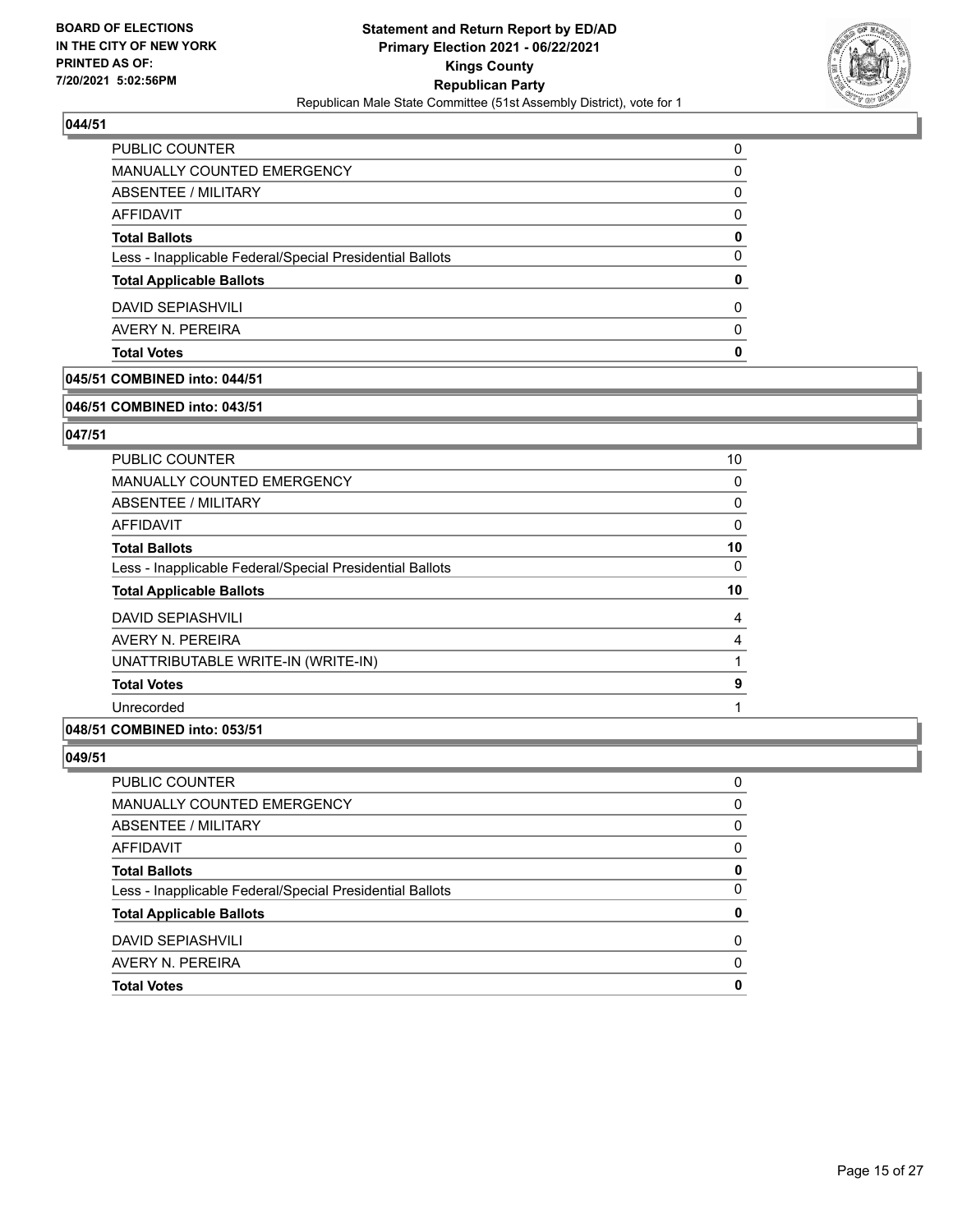## 044/51

| | |
|---|---|
| PUBLIC COUNTER | 0 |
| MANUALLY COUNTED EMERGENCY | 0 |
| ABSENTEE / MILITARY | 0 |
| AFFIDAVIT | 0 |
| **Total Ballots** | **0** |
| Less - Inapplicable Federal/Special Presidential Ballots | 0 |
| **Total Applicable Ballots** | **0** |
| DAVID SEPIASHVILI | 0 |
| AVERY N. PEREIRA | 0 |
| **Total Votes** | **0** |

## 045/51 COMBINED into: 044/51

## 046/51 COMBINED into: 043/51

## 047/51

| | |
|---|---|
| PUBLIC COUNTER | 10 |
| MANUALLY COUNTED EMERGENCY | 0 |
| ABSENTEE / MILITARY | 0 |
| AFFIDAVIT | 0 |
| **Total Ballots** | **10** |
| Less - Inapplicable Federal/Special Presidential Ballots | 0 |
| **Total Applicable Ballots** | **10** |
| DAVID SEPIASHVILI | 4 |
| AVERY N. PEREIRA | 4 |
| UNATTRIBUTABLE WRITE-IN (WRITE-IN) | 1 |
| **Total Votes** | **9** |
| Unrecorded | 1 |

## 048/51 COMBINED into: 053/51

## 049/51

| | |
|---|---|
| PUBLIC COUNTER | 0 |
| MANUALLY COUNTED EMERGENCY | 0 |
| ABSENTEE / MILITARY | 0 |
| AFFIDAVIT | 0 |
| **Total Ballots** | **0** |
| Less - Inapplicable Federal/Special Presidential Ballots | 0 |
| **Total Applicable Ballots** | **0** |
| DAVID SEPIASHVILI | 0 |
| AVERY N. PEREIRA | 0 |
| **Total Votes** | **0** |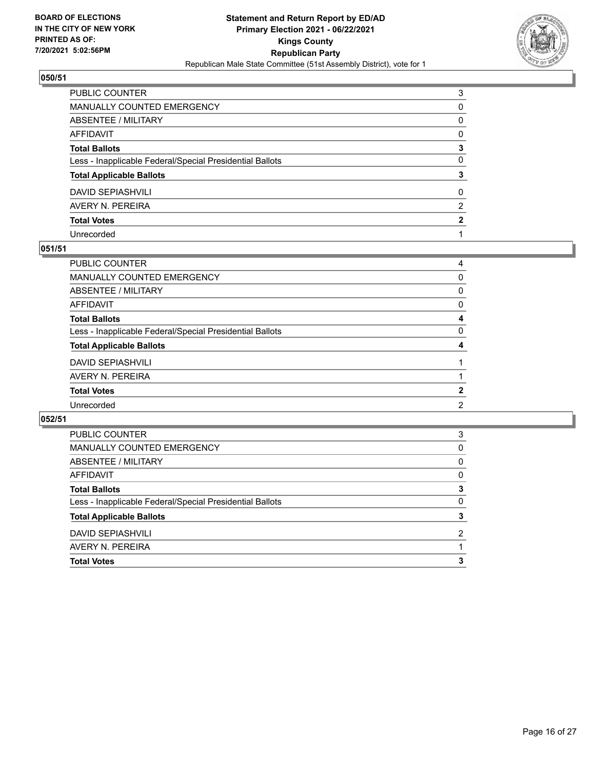BOARD OF ELECTIONS
IN THE CITY OF NEW YORK
PRINTED AS OF:
7/20/2021 5:02:56PM

**Statement and Return Report by ED/AD**
**Primary Election 2021 - 06/22/2021**
**Kings County**
**Republican Party**
Republican Male State Committee (51st Assembly District), vote for 1

### 050/51

| | |
|---|---|
| PUBLIC COUNTER | 3 |
| MANUALLY COUNTED EMERGENCY | 0 |
| ABSENTEE / MILITARY | 0 |
| AFFIDAVIT | 0 |
| **Total Ballots** | **3** |
| Less - Inapplicable Federal/Special Presidential Ballots | 0 |
| **Total Applicable Ballots** | **3** |
| DAVID SEPIASHVILI | 0 |
| AVERY N. PEREIRA | 2 |
| **Total Votes** | **2** |
| Unrecorded | 1 |

### 051/51

| | |
|---|---|
| PUBLIC COUNTER | 4 |
| MANUALLY COUNTED EMERGENCY | 0 |
| ABSENTEE / MILITARY | 0 |
| AFFIDAVIT | 0 |
| **Total Ballots** | **4** |
| Less - Inapplicable Federal/Special Presidential Ballots | 0 |
| **Total Applicable Ballots** | **4** |
| DAVID SEPIASHVILI | 1 |
| AVERY N. PEREIRA | 1 |
| **Total Votes** | **2** |
| Unrecorded | 2 |

### 052/51

| | |
|---|---|
| PUBLIC COUNTER | 3 |
| MANUALLY COUNTED EMERGENCY | 0 |
| ABSENTEE / MILITARY | 0 |
| AFFIDAVIT | 0 |
| **Total Ballots** | **3** |
| Less - Inapplicable Federal/Special Presidential Ballots | 0 |
| **Total Applicable Ballots** | **3** |
| DAVID SEPIASHVILI | 2 |
| AVERY N. PEREIRA | 1 |
| **Total Votes** | **3** |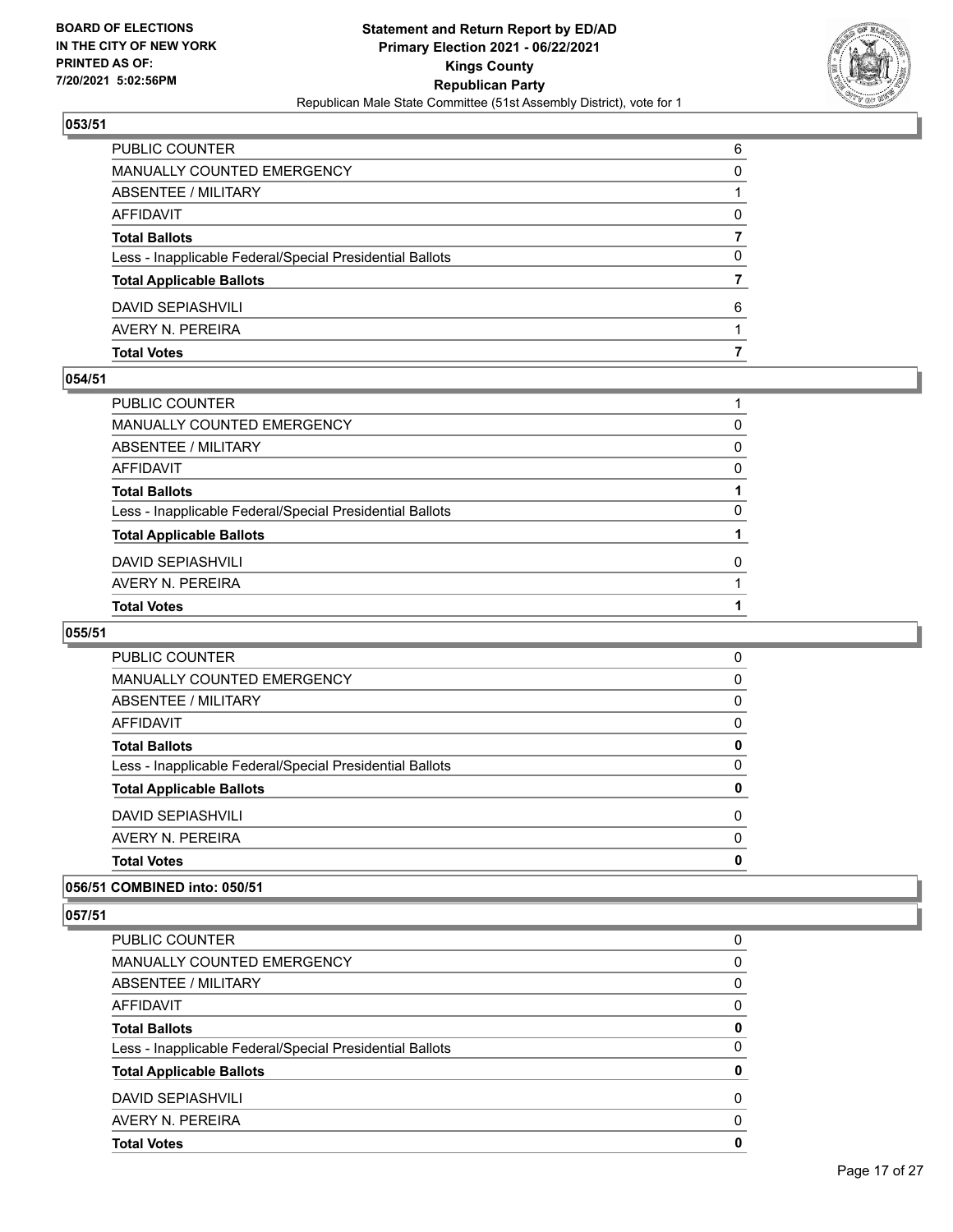**BOARD OF ELECTIONS IN THE CITY OF NEW YORK PRINTED AS OF: 7/20/2021 5:02:56PM**

# Statement and Return Report by ED/AD
## Primary Election 2021 - 06/22/2021
## Kings County
## Republican Party
### Republican Male State Committee (51st Assembly District), vote for 1

### 053/51

| | |
|---|---|
| PUBLIC COUNTER | 6 |
| MANUALLY COUNTED EMERGENCY | 0 |
| ABSENTEE / MILITARY | 1 |
| AFFIDAVIT | 0 |
| **Total Ballots** | **7** |
| Less - Inapplicable Federal/Special Presidential Ballots | 0 |
| **Total Applicable Ballots** | **7** |
| DAVID SEPIASHVILI | 6 |
| AVERY N. PEREIRA | 1 |
| **Total Votes** | **7** |

### 054/51

| | |
|---|---|
| PUBLIC COUNTER | 1 |
| MANUALLY COUNTED EMERGENCY | 0 |
| ABSENTEE / MILITARY | 0 |
| AFFIDAVIT | 0 |
| **Total Ballots** | **1** |
| Less - Inapplicable Federal/Special Presidential Ballots | 0 |
| **Total Applicable Ballots** | **1** |
| DAVID SEPIASHVILI | 0 |
| AVERY N. PEREIRA | 1 |
| **Total Votes** | **1** |

### 055/51

| | |
|---|---|
| PUBLIC COUNTER | 0 |
| MANUALLY COUNTED EMERGENCY | 0 |
| ABSENTEE / MILITARY | 0 |
| AFFIDAVIT | 0 |
| **Total Ballots** | **0** |
| Less - Inapplicable Federal/Special Presidential Ballots | 0 |
| **Total Applicable Ballots** | **0** |
| DAVID SEPIASHVILI | 0 |
| AVERY N. PEREIRA | 0 |
| **Total Votes** | **0** |

### 056/51 COMBINED into: 050/51

### 057/51

| | |
|---|---|
| PUBLIC COUNTER | 0 |
| MANUALLY COUNTED EMERGENCY | 0 |
| ABSENTEE / MILITARY | 0 |
| AFFIDAVIT | 0 |
| **Total Ballots** | **0** |
| Less - Inapplicable Federal/Special Presidential Ballots | 0 |
| **Total Applicable Ballots** | **0** |
| DAVID SEPIASHVILI | 0 |
| AVERY N. PEREIRA | 0 |
| **Total Votes** | **0** |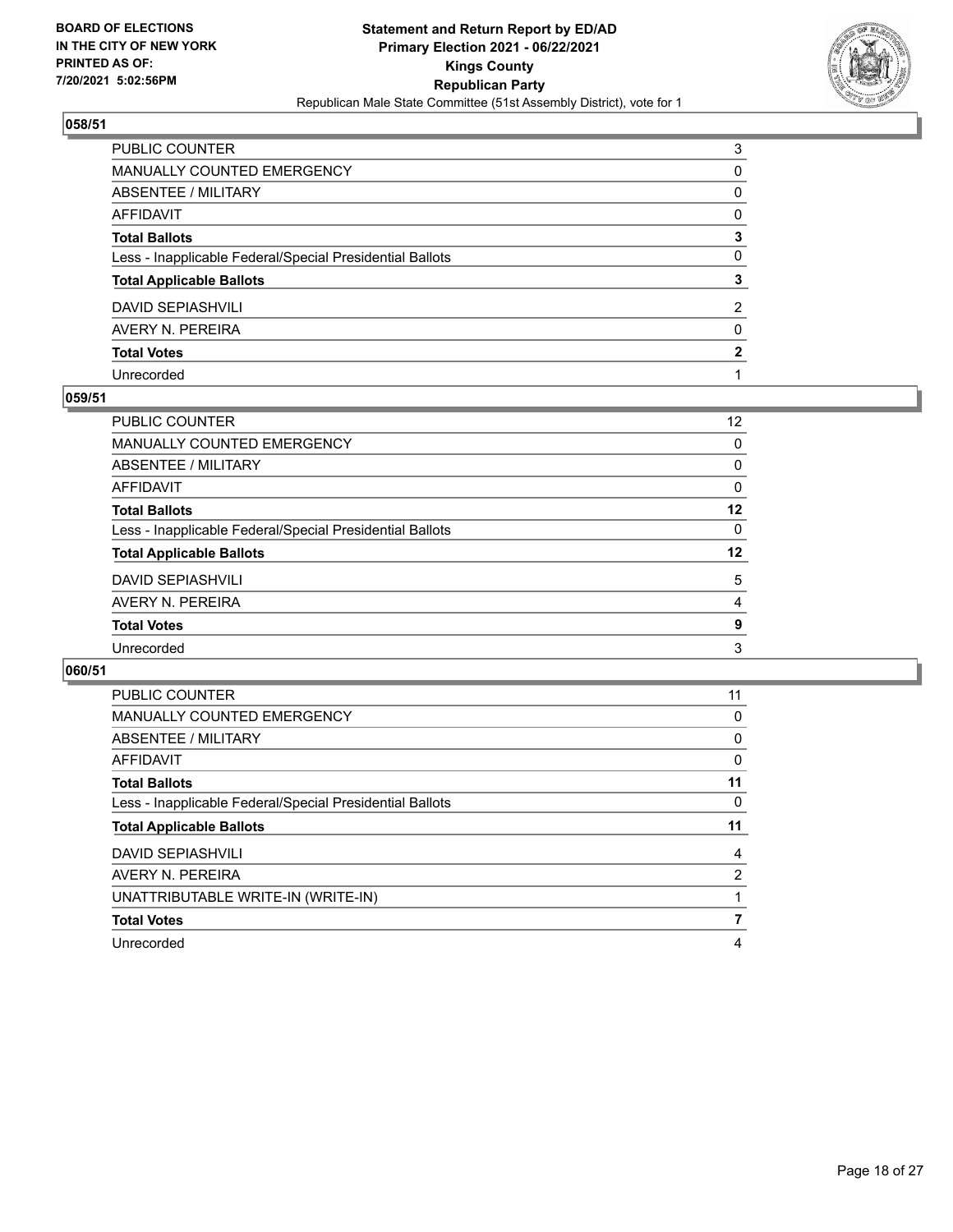BOARD OF ELECTIONS
IN THE CITY OF NEW YORK
PRINTED AS OF:
7/20/2021 5:02:56PM

**Statement and Return Report by ED/AD**
**Primary Election 2021 - 06/22/2021**
**Kings County**
**Republican Party**
Republican Male State Committee (51st Assembly District), vote for 1

## 058/51

| | |
|---|---|
| PUBLIC COUNTER | 3 |
| MANUALLY COUNTED EMERGENCY | 0 |
| ABSENTEE / MILITARY | 0 |
| AFFIDAVIT | 0 |
| **Total Ballots** | **3** |
| Less - Inapplicable Federal/Special Presidential Ballots | 0 |
| **Total Applicable Ballots** | **3** |
| DAVID SEPIASHVILI | 2 |
| AVERY N. PEREIRA | 0 |
| **Total Votes** | **2** |
| Unrecorded | 1 |

## 059/51

| | |
|---|---|
| PUBLIC COUNTER | 12 |
| MANUALLY COUNTED EMERGENCY | 0 |
| ABSENTEE / MILITARY | 0 |
| AFFIDAVIT | 0 |
| **Total Ballots** | **12** |
| Less - Inapplicable Federal/Special Presidential Ballots | 0 |
| **Total Applicable Ballots** | **12** |
| DAVID SEPIASHVILI | 5 |
| AVERY N. PEREIRA | 4 |
| **Total Votes** | **9** |
| Unrecorded | 3 |

## 060/51

| | |
|---|---|
| PUBLIC COUNTER | 11 |
| MANUALLY COUNTED EMERGENCY | 0 |
| ABSENTEE / MILITARY | 0 |
| AFFIDAVIT | 0 |
| **Total Ballots** | **11** |
| Less - Inapplicable Federal/Special Presidential Ballots | 0 |
| **Total Applicable Ballots** | **11** |
| DAVID SEPIASHVILI | 4 |
| AVERY N. PEREIRA | 2 |
| UNATTRIBUTABLE WRITE-IN (WRITE-IN) | 1 |
| **Total Votes** | **7** |
| Unrecorded | 4 |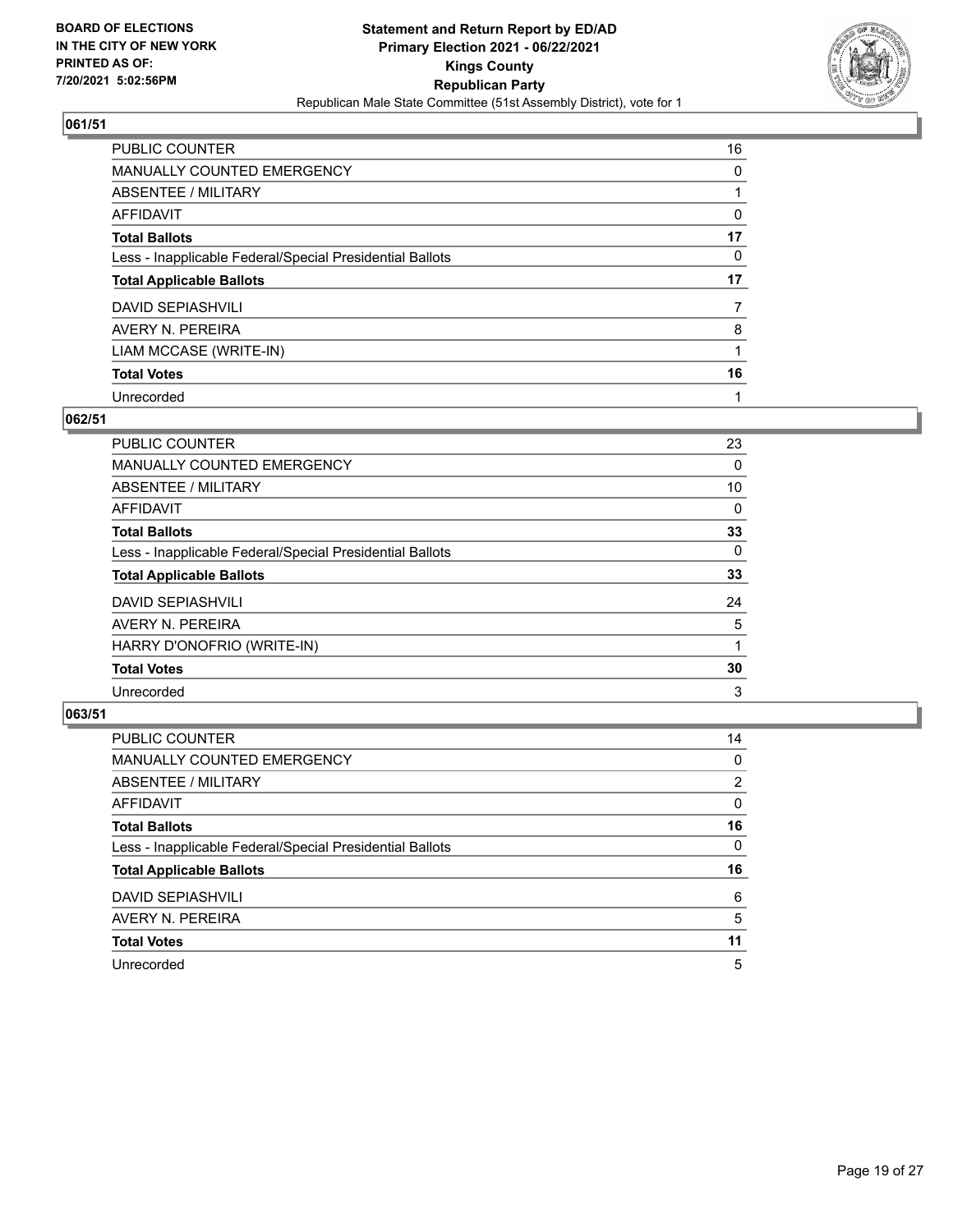BOARD OF ELECTIONS
IN THE CITY OF NEW YORK
PRINTED AS OF:
7/20/2021 5:02:56PM

**Statement and Return Report by ED/AD**
**Primary Election 2021 - 06/22/2021**
**Kings County**
**Republican Party**
Republican Male State Committee (51st Assembly District), vote for 1

## 061/51

| | |
|---|---|
| PUBLIC COUNTER | 16 |
| MANUALLY COUNTED EMERGENCY | 0 |
| ABSENTEE / MILITARY | 1 |
| AFFIDAVIT | 0 |
| **Total Ballots** | **17** |
| Less - Inapplicable Federal/Special Presidential Ballots | 0 |
| **Total Applicable Ballots** | **17** |
| DAVID SEPIASHVILI | 7 |
| AVERY N. PEREIRA | 8 |
| LIAM MCCASE (WRITE-IN) | 1 |
| **Total Votes** | **16** |
| Unrecorded | 1 |

## 062/51

| | |
|---|---|
| PUBLIC COUNTER | 23 |
| MANUALLY COUNTED EMERGENCY | 0 |
| ABSENTEE / MILITARY | 10 |
| AFFIDAVIT | 0 |
| **Total Ballots** | **33** |
| Less - Inapplicable Federal/Special Presidential Ballots | 0 |
| **Total Applicable Ballots** | **33** |
| DAVID SEPIASHVILI | 24 |
| AVERY N. PEREIRA | 5 |
| HARRY D'ONOFRIO (WRITE-IN) | 1 |
| **Total Votes** | **30** |
| Unrecorded | 3 |

## 063/51

| | |
|---|---|
| PUBLIC COUNTER | 14 |
| MANUALLY COUNTED EMERGENCY | 0 |
| ABSENTEE / MILITARY | 2 |
| AFFIDAVIT | 0 |
| **Total Ballots** | **16** |
| Less - Inapplicable Federal/Special Presidential Ballots | 0 |
| **Total Applicable Ballots** | **16** |
| DAVID SEPIASHVILI | 6 |
| AVERY N. PEREIRA | 5 |
| **Total Votes** | **11** |
| Unrecorded | 5 |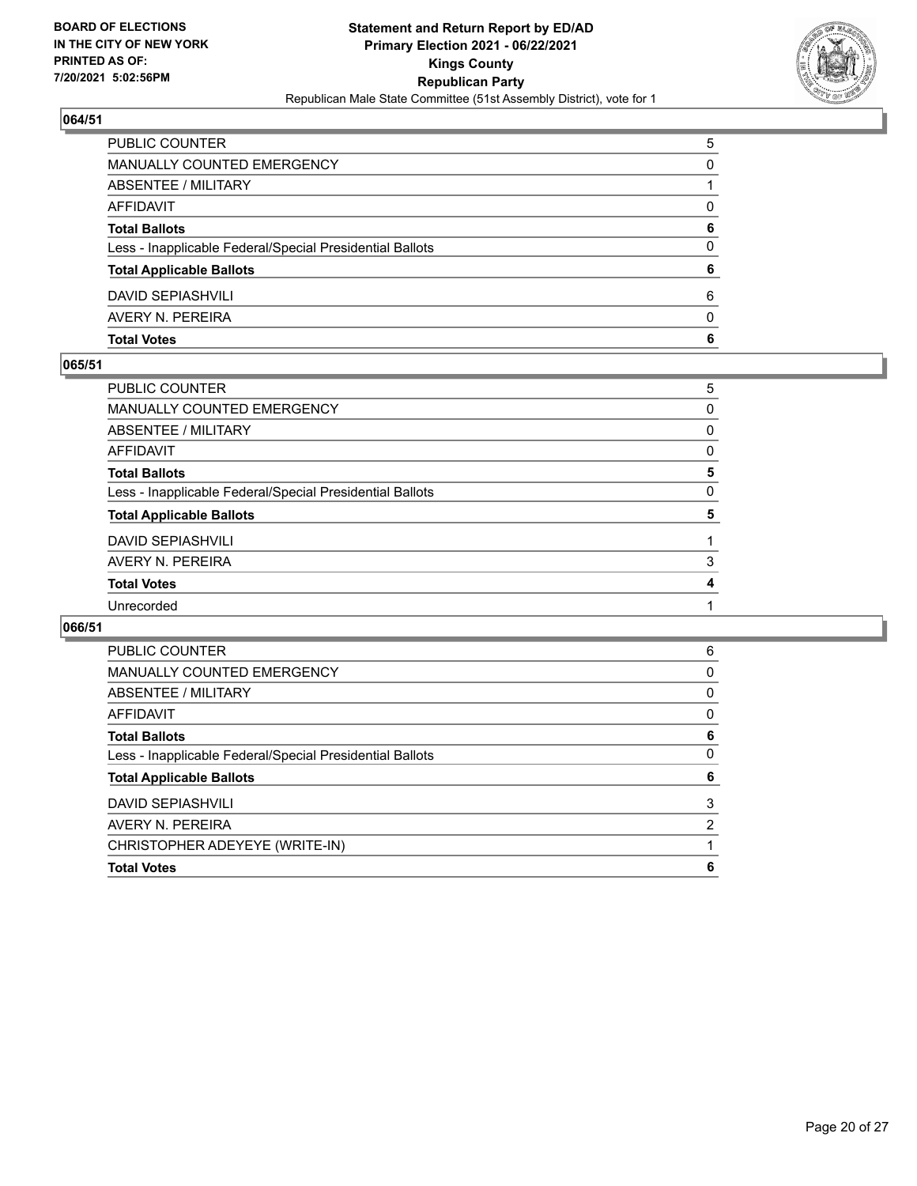**BOARD OF ELECTIONS IN THE CITY OF NEW YORK PRINTED AS OF: 7/20/2021 5:02:56PM**

**Statement and Return Report by ED/AD**
**Primary Election 2021 - 06/22/2021**
**Kings County**
**Republican Party**
Republican Male State Committee (51st Assembly District), vote for 1

### 064/51

| | |
|---|---|
| PUBLIC COUNTER | 5 |
| MANUALLY COUNTED EMERGENCY | 0 |
| ABSENTEE / MILITARY | 1 |
| AFFIDAVIT | 0 |
| **Total Ballots** | **6** |
| Less - Inapplicable Federal/Special Presidential Ballots | 0 |
| **Total Applicable Ballots** | **6** |
| DAVID SEPIASHVILI | 6 |
| AVERY N. PEREIRA | 0 |
| **Total Votes** | **6** |

### 065/51

| | |
|---|---|
| PUBLIC COUNTER | 5 |
| MANUALLY COUNTED EMERGENCY | 0 |
| ABSENTEE / MILITARY | 0 |
| AFFIDAVIT | 0 |
| **Total Ballots** | **5** |
| Less - Inapplicable Federal/Special Presidential Ballots | 0 |
| **Total Applicable Ballots** | **5** |
| DAVID SEPIASHVILI | 1 |
| AVERY N. PEREIRA | 3 |
| **Total Votes** | **4** |
| Unrecorded | 1 |

### 066/51

| | |
|---|---|
| PUBLIC COUNTER | 6 |
| MANUALLY COUNTED EMERGENCY | 0 |
| ABSENTEE / MILITARY | 0 |
| AFFIDAVIT | 0 |
| **Total Ballots** | **6** |
| Less - Inapplicable Federal/Special Presidential Ballots | 0 |
| **Total Applicable Ballots** | **6** |
| DAVID SEPIASHVILI | 3 |
| AVERY N. PEREIRA | 2 |
| CHRISTOPHER ADEYEYE (WRITE-IN) | 1 |
| **Total Votes** | **6** |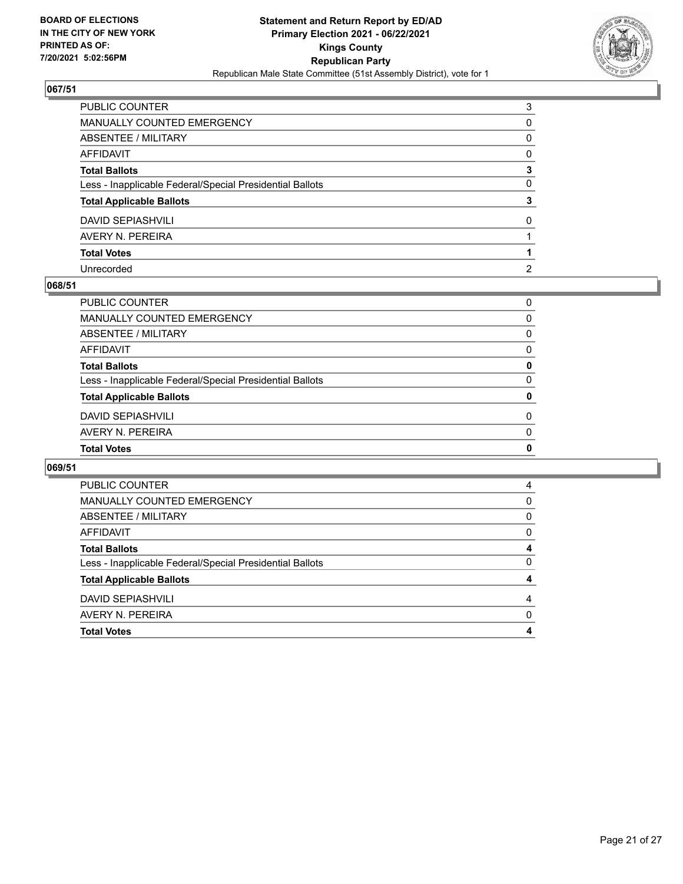BOARD OF ELECTIONS
IN THE CITY OF NEW YORK
PRINTED AS OF:
7/20/2021 5:02:56PM

**Statement and Return Report by ED/AD**
**Primary Election 2021 - 06/22/2021**
**Kings County**
**Republican Party**
Republican Male State Committee (51st Assembly District), vote for 1

## 067/51

| | |
|---|---|
| PUBLIC COUNTER | 3 |
| MANUALLY COUNTED EMERGENCY | 0 |
| ABSENTEE / MILITARY | 0 |
| AFFIDAVIT | 0 |
| **Total Ballots** | **3** |
| Less - Inapplicable Federal/Special Presidential Ballots | 0 |
| **Total Applicable Ballots** | **3** |
| DAVID SEPIASHVILI | 0 |
| AVERY N. PEREIRA | 1 |
| **Total Votes** | **1** |
| Unrecorded | 2 |

## 068/51

| | |
|---|---|
| PUBLIC COUNTER | 0 |
| MANUALLY COUNTED EMERGENCY | 0 |
| ABSENTEE / MILITARY | 0 |
| AFFIDAVIT | 0 |
| **Total Ballots** | **0** |
| Less - Inapplicable Federal/Special Presidential Ballots | 0 |
| **Total Applicable Ballots** | **0** |
| DAVID SEPIASHVILI | 0 |
| AVERY N. PEREIRA | 0 |
| **Total Votes** | **0** |

## 069/51

| | |
|---|---|
| PUBLIC COUNTER | 4 |
| MANUALLY COUNTED EMERGENCY | 0 |
| ABSENTEE / MILITARY | 0 |
| AFFIDAVIT | 0 |
| **Total Ballots** | **4** |
| Less - Inapplicable Federal/Special Presidential Ballots | 0 |
| **Total Applicable Ballots** | **4** |
| DAVID SEPIASHVILI | 4 |
| AVERY N. PEREIRA | 0 |
| **Total Votes** | **4** |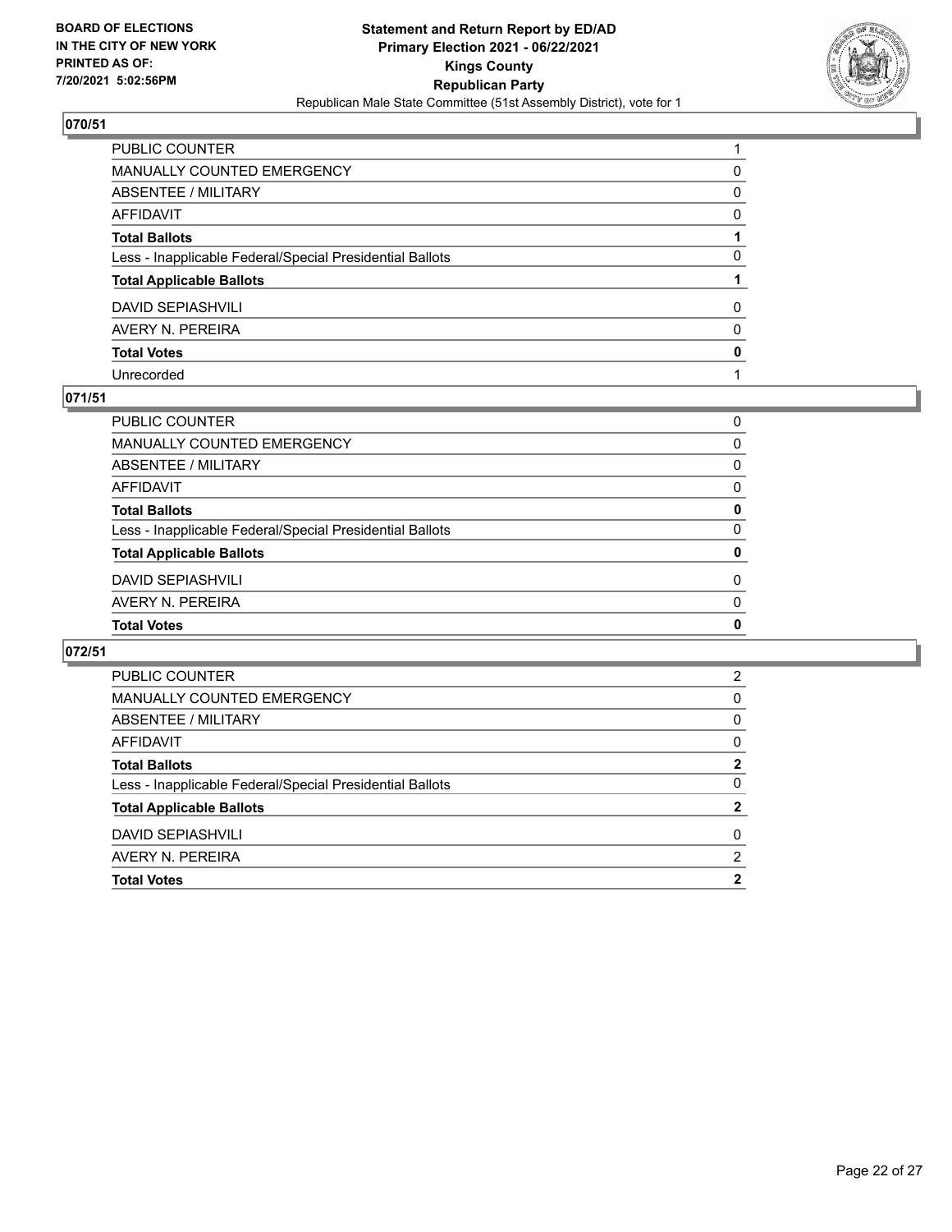BOARD OF ELECTIONS
IN THE CITY OF NEW YORK
PRINTED AS OF:
7/20/2021 5:02:56PM

**Statement and Return Report by ED/AD**
**Primary Election 2021 - 06/22/2021**
**Kings County**
**Republican Party**
Republican Male State Committee (51st Assembly District), vote for 1

## 070/51

| | |
|---|---|
| PUBLIC COUNTER | 1 |
| MANUALLY COUNTED EMERGENCY | 0 |
| ABSENTEE / MILITARY | 0 |
| AFFIDAVIT | 0 |
| **Total Ballots** | **1** |
| Less - Inapplicable Federal/Special Presidential Ballots | 0 |
| **Total Applicable Ballots** | **1** |
| DAVID SEPIASHVILI | 0 |
| AVERY N. PEREIRA | 0 |
| **Total Votes** | **0** |
| Unrecorded | 1 |

## 071/51

| | |
|---|---|
| PUBLIC COUNTER | 0 |
| MANUALLY COUNTED EMERGENCY | 0 |
| ABSENTEE / MILITARY | 0 |
| AFFIDAVIT | 0 |
| **Total Ballots** | **0** |
| Less - Inapplicable Federal/Special Presidential Ballots | 0 |
| **Total Applicable Ballots** | **0** |
| DAVID SEPIASHVILI | 0 |
| AVERY N. PEREIRA | 0 |
| **Total Votes** | **0** |

## 072/51

| | |
|---|---|
| PUBLIC COUNTER | 2 |
| MANUALLY COUNTED EMERGENCY | 0 |
| ABSENTEE / MILITARY | 0 |
| AFFIDAVIT | 0 |
| **Total Ballots** | **2** |
| Less - Inapplicable Federal/Special Presidential Ballots | 0 |
| **Total Applicable Ballots** | **2** |
| DAVID SEPIASHVILI | 0 |
| AVERY N. PEREIRA | 2 |
| **Total Votes** | **2** |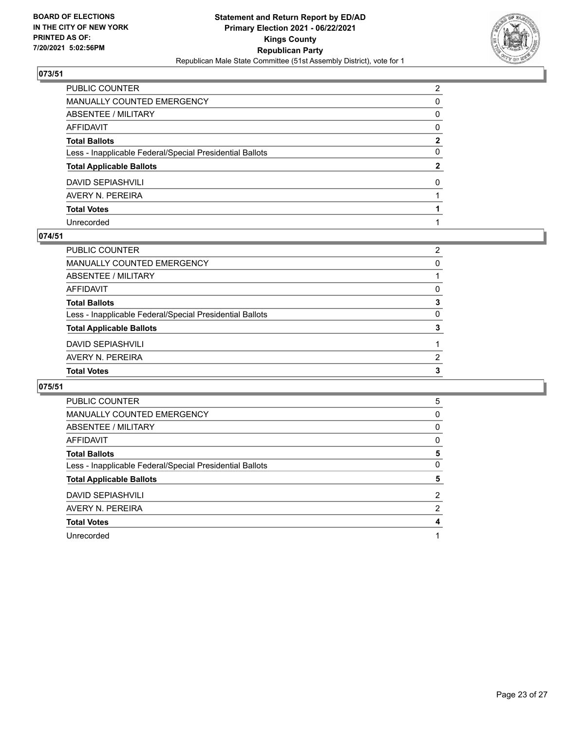## 073/51

| | |
|---|---|
| PUBLIC COUNTER | 2 |
| MANUALLY COUNTED EMERGENCY | 0 |
| ABSENTEE / MILITARY | 0 |
| AFFIDAVIT | 0 |
| **Total Ballots** | **2** |
| Less - Inapplicable Federal/Special Presidential Ballots | 0 |
| **Total Applicable Ballots** | **2** |
| DAVID SEPIASHVILI | 0 |
| AVERY N. PEREIRA | 1 |
| **Total Votes** | **1** |
| Unrecorded | 1 |

## 074/51

| | |
|---|---|
| PUBLIC COUNTER | 2 |
| MANUALLY COUNTED EMERGENCY | 0 |
| ABSENTEE / MILITARY | 1 |
| AFFIDAVIT | 0 |
| **Total Ballots** | **3** |
| Less - Inapplicable Federal/Special Presidential Ballots | 0 |
| **Total Applicable Ballots** | **3** |
| DAVID SEPIASHVILI | 1 |
| AVERY N. PEREIRA | 2 |
| **Total Votes** | **3** |

## 075/51

| | |
|---|---|
| PUBLIC COUNTER | 5 |
| MANUALLY COUNTED EMERGENCY | 0 |
| ABSENTEE / MILITARY | 0 |
| AFFIDAVIT | 0 |
| **Total Ballots** | **5** |
| Less - Inapplicable Federal/Special Presidential Ballots | 0 |
| **Total Applicable Ballots** | **5** |
| DAVID SEPIASHVILI | 2 |
| AVERY N. PEREIRA | 2 |
| **Total Votes** | **4** |
| Unrecorded | 1 |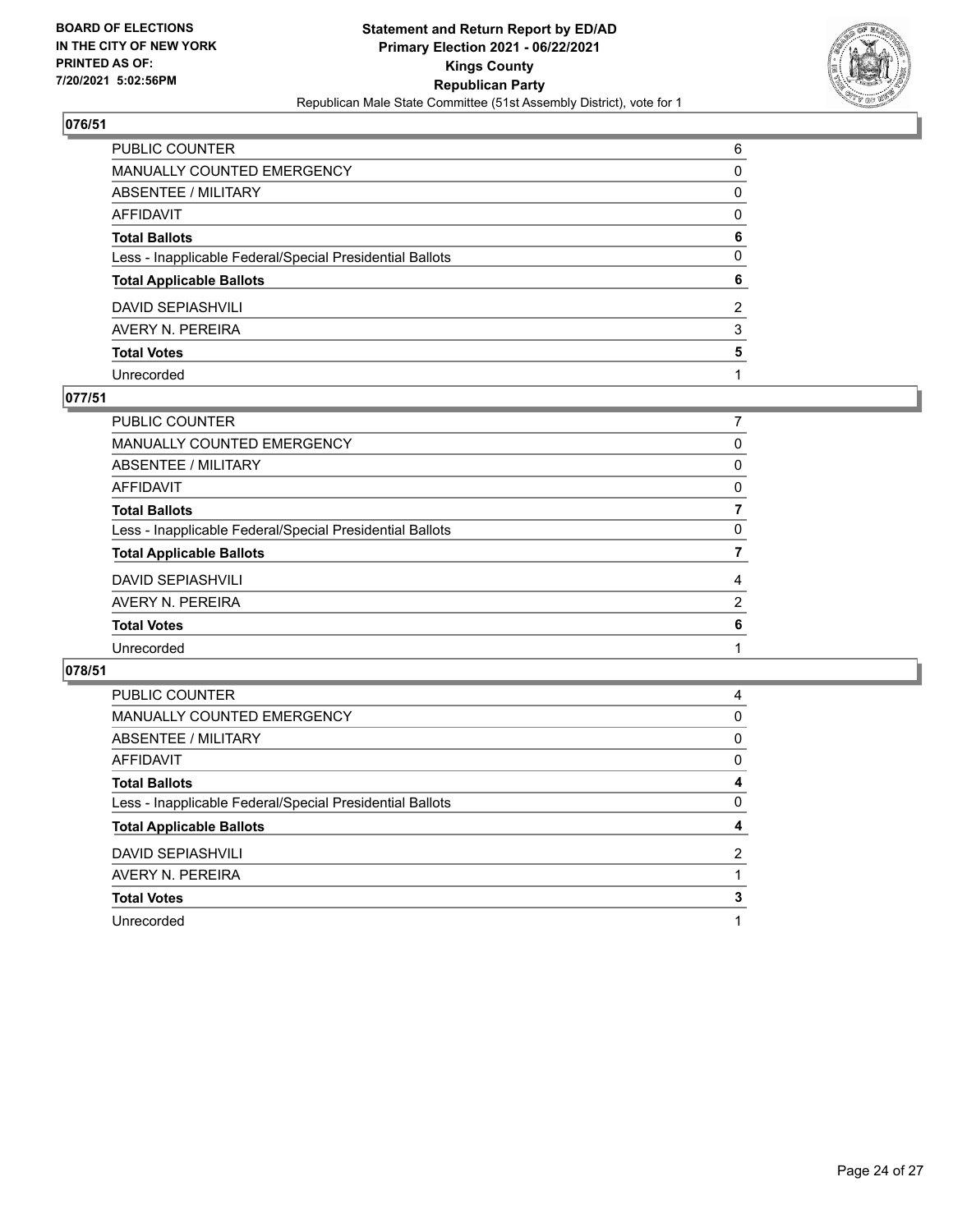## 076/51

| | |
|---|---|
| PUBLIC COUNTER | 6 |
| MANUALLY COUNTED EMERGENCY | 0 |
| ABSENTEE / MILITARY | 0 |
| AFFIDAVIT | 0 |
| **Total Ballots** | **6** |
| Less - Inapplicable Federal/Special Presidential Ballots | 0 |
| **Total Applicable Ballots** | **6** |
| DAVID SEPIASHVILI | 2 |
| AVERY N. PEREIRA | 3 |
| **Total Votes** | **5** |
| Unrecorded | 1 |

## 077/51

| | |
|---|---|
| PUBLIC COUNTER | 7 |
| MANUALLY COUNTED EMERGENCY | 0 |
| ABSENTEE / MILITARY | 0 |
| AFFIDAVIT | 0 |
| **Total Ballots** | **7** |
| Less - Inapplicable Federal/Special Presidential Ballots | 0 |
| **Total Applicable Ballots** | **7** |
| DAVID SEPIASHVILI | 4 |
| AVERY N. PEREIRA | 2 |
| **Total Votes** | **6** |
| Unrecorded | 1 |

## 078/51

| | |
|---|---|
| PUBLIC COUNTER | 4 |
| MANUALLY COUNTED EMERGENCY | 0 |
| ABSENTEE / MILITARY | 0 |
| AFFIDAVIT | 0 |
| **Total Ballots** | **4** |
| Less - Inapplicable Federal/Special Presidential Ballots | 0 |
| **Total Applicable Ballots** | **4** |
| DAVID SEPIASHVILI | 2 |
| AVERY N. PEREIRA | 1 |
| **Total Votes** | **3** |
| Unrecorded | 1 |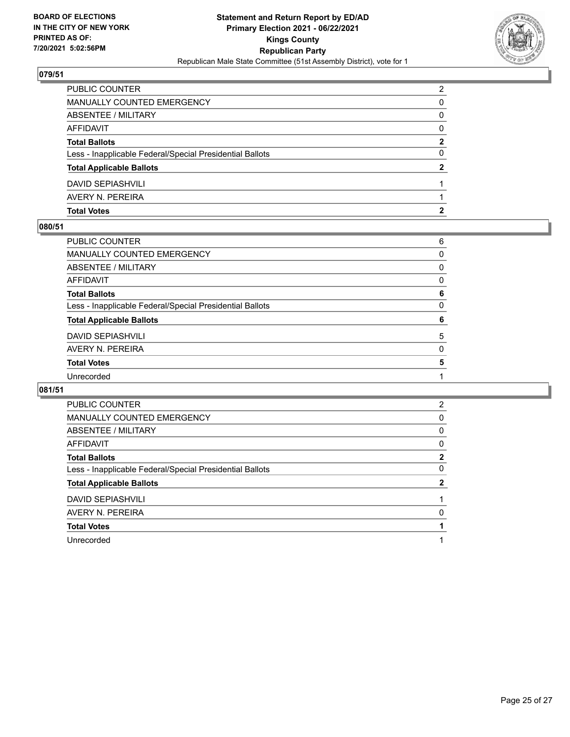## 079/51

| | |
|---|---|
| PUBLIC COUNTER | 2 |
| MANUALLY COUNTED EMERGENCY | 0 |
| ABSENTEE / MILITARY | 0 |
| AFFIDAVIT | 0 |
| **Total Ballots** | **2** |
| Less - Inapplicable Federal/Special Presidential Ballots | 0 |
| **Total Applicable Ballots** | **2** |
| DAVID SEPIASHVILI | 1 |
| AVERY N. PEREIRA | 1 |
| **Total Votes** | **2** |

## 080/51

| | |
|---|---|
| PUBLIC COUNTER | 6 |
| MANUALLY COUNTED EMERGENCY | 0 |
| ABSENTEE / MILITARY | 0 |
| AFFIDAVIT | 0 |
| **Total Ballots** | **6** |
| Less - Inapplicable Federal/Special Presidential Ballots | 0 |
| **Total Applicable Ballots** | **6** |
| DAVID SEPIASHVILI | 5 |
| AVERY N. PEREIRA | 0 |
| **Total Votes** | **5** |
| Unrecorded | 1 |

## 081/51

| | |
|---|---|
| PUBLIC COUNTER | 2 |
| MANUALLY COUNTED EMERGENCY | 0 |
| ABSENTEE / MILITARY | 0 |
| AFFIDAVIT | 0 |
| **Total Ballots** | **2** |
| Less - Inapplicable Federal/Special Presidential Ballots | 0 |
| **Total Applicable Ballots** | **2** |
| DAVID SEPIASHVILI | 1 |
| AVERY N. PEREIRA | 0 |
| **Total Votes** | **1** |
| Unrecorded | 1 |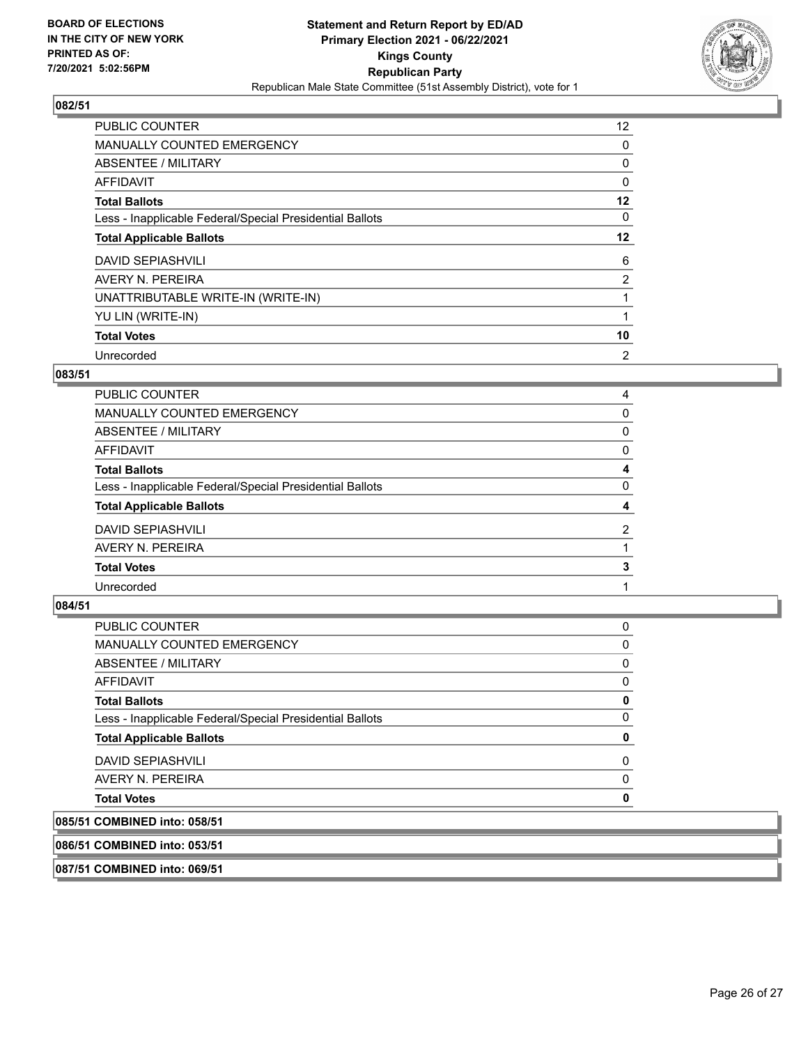## 082/51

| | |
|---|---|
| PUBLIC COUNTER | 12 |
| MANUALLY COUNTED EMERGENCY | 0 |
| ABSENTEE / MILITARY | 0 |
| AFFIDAVIT | 0 |
| **Total Ballots** | **12** |
| Less - Inapplicable Federal/Special Presidential Ballots | 0 |
| **Total Applicable Ballots** | **12** |
| DAVID SEPIASHVILI | 6 |
| AVERY N. PEREIRA | 2 |
| UNATTRIBUTABLE WRITE-IN (WRITE-IN) | 1 |
| YU LIN (WRITE-IN) | 1 |
| **Total Votes** | **10** |
| Unrecorded | 2 |

## 083/51

| | |
|---|---|
| PUBLIC COUNTER | 4 |
| MANUALLY COUNTED EMERGENCY | 0 |
| ABSENTEE / MILITARY | 0 |
| AFFIDAVIT | 0 |
| **Total Ballots** | **4** |
| Less - Inapplicable Federal/Special Presidential Ballots | 0 |
| **Total Applicable Ballots** | **4** |
| DAVID SEPIASHVILI | 2 |
| AVERY N. PEREIRA | 1 |
| **Total Votes** | **3** |
| Unrecorded | 1 |

## 084/51

| | |
|---|---|
| PUBLIC COUNTER | 0 |
| MANUALLY COUNTED EMERGENCY | 0 |
| ABSENTEE / MILITARY | 0 |
| AFFIDAVIT | 0 |
| **Total Ballots** | **0** |
| Less - Inapplicable Federal/Special Presidential Ballots | 0 |
| **Total Applicable Ballots** | **0** |
| DAVID SEPIASHVILI | 0 |
| AVERY N. PEREIRA | 0 |
| **Total Votes** | **0** |

## 085/51 COMBINED into: 058/51

## 086/51 COMBINED into: 053/51

## 087/51 COMBINED into: 069/51